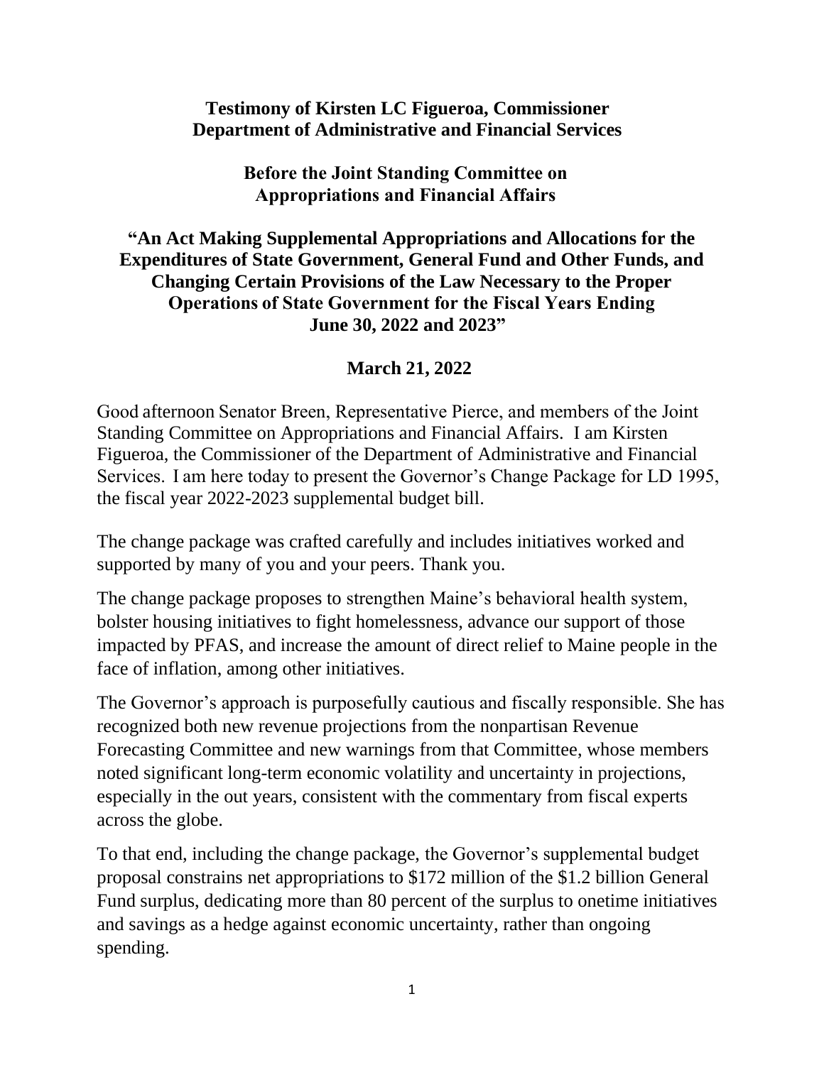**Testimony of Kirsten LC Figueroa, Commissioner**
**Department of Administrative and Financial Services**

**Before the Joint Standing Committee on**
**Appropriations and Financial Affairs**

**"An Act Making Supplemental Appropriations and Allocations for the Expenditures of State Government, General Fund and Other Funds, and Changing Certain Provisions of the Law Necessary to the Proper Operations of State Government for the Fiscal Years Ending June 30, 2022 and 2023"**

**March 21, 2022**

Good afternoon Senator Breen, Representative Pierce, and members of the Joint Standing Committee on Appropriations and Financial Affairs. I am Kirsten Figueroa, the Commissioner of the Department of Administrative and Financial Services. I am here today to present the Governor's Change Package for LD 1995, the fiscal year 2022-2023 supplemental budget bill.

The change package was crafted carefully and includes initiatives worked and supported by many of you and your peers. Thank you.

The change package proposes to strengthen Maine's behavioral health system, bolster housing initiatives to fight homelessness, advance our support of those impacted by PFAS, and increase the amount of direct relief to Maine people in the face of inflation, among other initiatives.

The Governor's approach is purposefully cautious and fiscally responsible. She has recognized both new revenue projections from the nonpartisan Revenue Forecasting Committee and new warnings from that Committee, whose members noted significant long-term economic volatility and uncertainty in projections, especially in the out years, consistent with the commentary from fiscal experts across the globe.

To that end, including the change package, the Governor's supplemental budget proposal constrains net appropriations to $172 million of the $1.2 billion General Fund surplus, dedicating more than 80 percent of the surplus to onetime initiatives and savings as a hedge against economic uncertainty, rather than ongoing spending.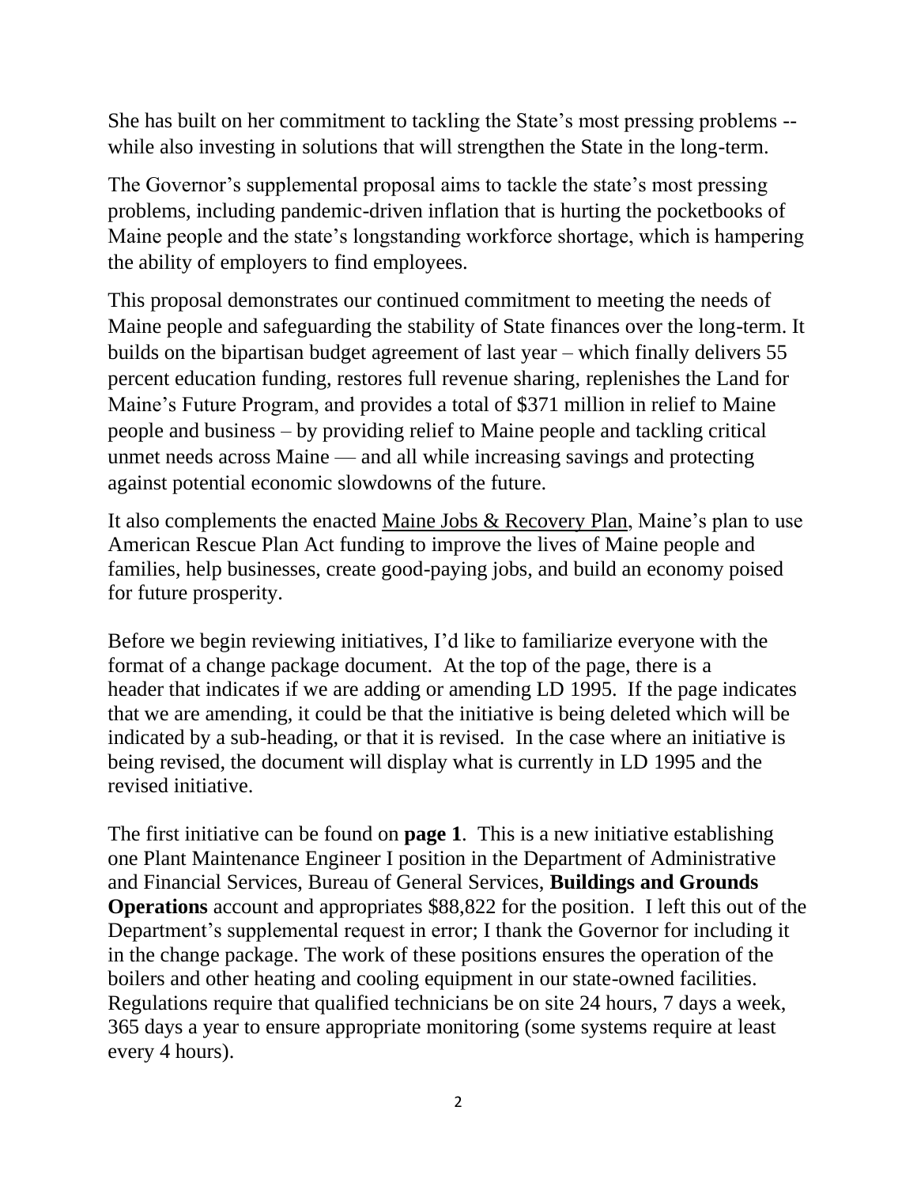She has built on her commitment to tackling the State's most pressing problems -- while also investing in solutions that will strengthen the State in the long-term.

The Governor's supplemental proposal aims to tackle the state's most pressing problems, including pandemic-driven inflation that is hurting the pocketbooks of Maine people and the state's longstanding workforce shortage, which is hampering the ability of employers to find employees.

This proposal demonstrates our continued commitment to meeting the needs of Maine people and safeguarding the stability of State finances over the long-term. It builds on the bipartisan budget agreement of last year – which finally delivers 55 percent education funding, restores full revenue sharing, replenishes the Land for Maine's Future Program, and provides a total of $371 million in relief to Maine people and business – by providing relief to Maine people and tackling critical unmet needs across Maine — and all while increasing savings and protecting against potential economic slowdowns of the future.

It also complements the enacted Maine Jobs & Recovery Plan, Maine's plan to use American Rescue Plan Act funding to improve the lives of Maine people and families, help businesses, create good-paying jobs, and build an economy poised for future prosperity.

Before we begin reviewing initiatives, I'd like to familiarize everyone with the format of a change package document. At the top of the page, there is a header that indicates if we are adding or amending LD 1995. If the page indicates that we are amending, it could be that the initiative is being deleted which will be indicated by a sub-heading, or that it is revised. In the case where an initiative is being revised, the document will display what is currently in LD 1995 and the revised initiative.

The first initiative can be found on **page 1**. This is a new initiative establishing one Plant Maintenance Engineer I position in the Department of Administrative and Financial Services, Bureau of General Services, **Buildings and Grounds Operations** account and appropriates $88,822 for the position. I left this out of the Department's supplemental request in error; I thank the Governor for including it in the change package. The work of these positions ensures the operation of the boilers and other heating and cooling equipment in our state-owned facilities. Regulations require that qualified technicians be on site 24 hours, 7 days a week, 365 days a year to ensure appropriate monitoring (some systems require at least every 4 hours).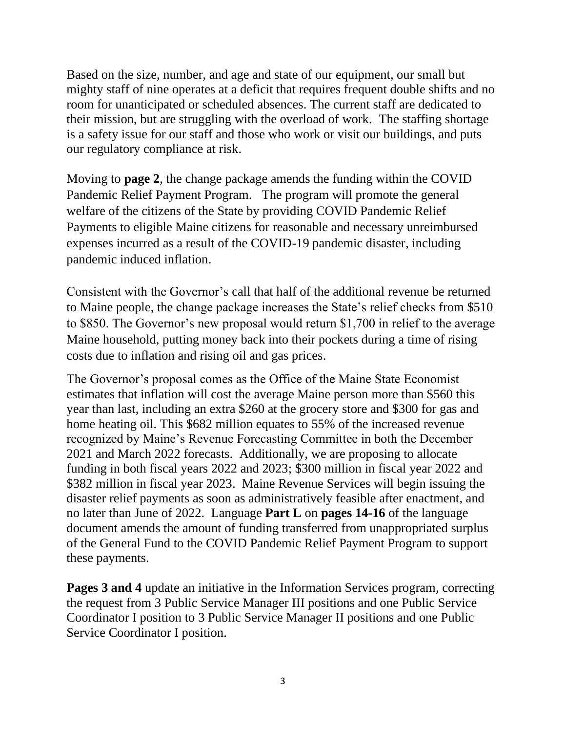Based on the size, number, and age and state of our equipment, our small but mighty staff of nine operates at a deficit that requires frequent double shifts and no room for unanticipated or scheduled absences. The current staff are dedicated to their mission, but are struggling with the overload of work. The staffing shortage is a safety issue for our staff and those who work or visit our buildings, and puts our regulatory compliance at risk.

Moving to **page 2**, the change package amends the funding within the COVID Pandemic Relief Payment Program. The program will promote the general welfare of the citizens of the State by providing COVID Pandemic Relief Payments to eligible Maine citizens for reasonable and necessary unreimbursed expenses incurred as a result of the COVID-19 pandemic disaster, including pandemic induced inflation.

Consistent with the Governor's call that half of the additional revenue be returned to Maine people, the change package increases the State's relief checks from $510 to $850. The Governor's new proposal would return $1,700 in relief to the average Maine household, putting money back into their pockets during a time of rising costs due to inflation and rising oil and gas prices.

The Governor's proposal comes as the Office of the Maine State Economist estimates that inflation will cost the average Maine person more than $560 this year than last, including an extra $260 at the grocery store and $300 for gas and home heating oil. This $682 million equates to 55% of the increased revenue recognized by Maine's Revenue Forecasting Committee in both the December 2021 and March 2022 forecasts. Additionally, we are proposing to allocate funding in both fiscal years 2022 and 2023; $300 million in fiscal year 2022 and $382 million in fiscal year 2023. Maine Revenue Services will begin issuing the disaster relief payments as soon as administratively feasible after enactment, and no later than June of 2022. Language **Part L** on **pages 14-16** of the language document amends the amount of funding transferred from unappropriated surplus of the General Fund to the COVID Pandemic Relief Payment Program to support these payments.

**Pages 3 and 4** update an initiative in the Information Services program, correcting the request from 3 Public Service Manager III positions and one Public Service Coordinator I position to 3 Public Service Manager II positions and one Public Service Coordinator I position.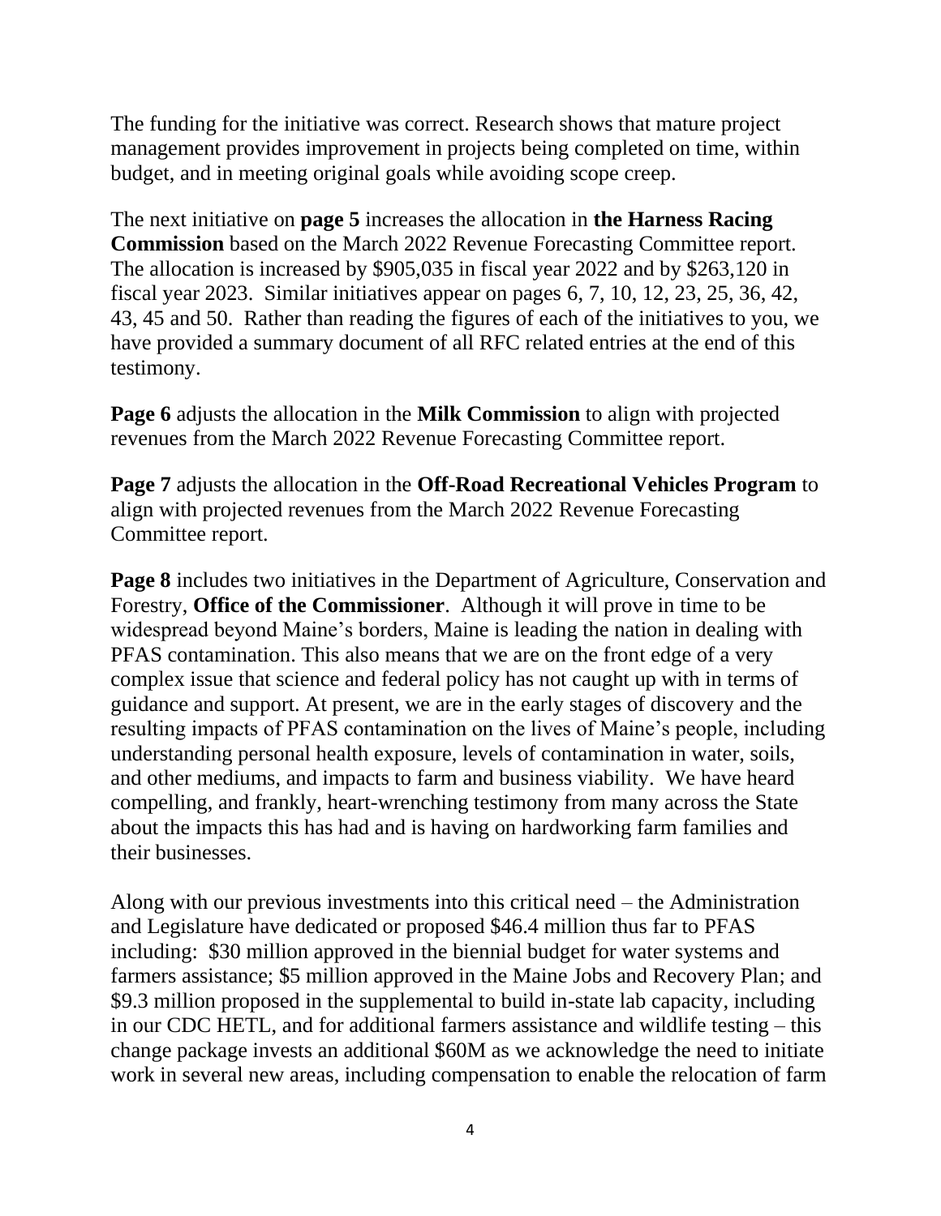The funding for the initiative was correct. Research shows that mature project management provides improvement in projects being completed on time, within budget, and in meeting original goals while avoiding scope creep.

The next initiative on **page 5** increases the allocation in **the Harness Racing Commission** based on the March 2022 Revenue Forecasting Committee report. The allocation is increased by $905,035 in fiscal year 2022 and by $263,120 in fiscal year 2023. Similar initiatives appear on pages 6, 7, 10, 12, 23, 25, 36, 42, 43, 45 and 50. Rather than reading the figures of each of the initiatives to you, we have provided a summary document of all RFC related entries at the end of this testimony.

**Page 6** adjusts the allocation in the **Milk Commission** to align with projected revenues from the March 2022 Revenue Forecasting Committee report.

**Page 7** adjusts the allocation in the **Off-Road Recreational Vehicles Program** to align with projected revenues from the March 2022 Revenue Forecasting Committee report.

**Page 8** includes two initiatives in the Department of Agriculture, Conservation and Forestry, **Office of the Commissioner**. Although it will prove in time to be widespread beyond Maine's borders, Maine is leading the nation in dealing with PFAS contamination. This also means that we are on the front edge of a very complex issue that science and federal policy has not caught up with in terms of guidance and support. At present, we are in the early stages of discovery and the resulting impacts of PFAS contamination on the lives of Maine's people, including understanding personal health exposure, levels of contamination in water, soils, and other mediums, and impacts to farm and business viability. We have heard compelling, and frankly, heart-wrenching testimony from many across the State about the impacts this has had and is having on hardworking farm families and their businesses.

Along with our previous investments into this critical need – the Administration and Legislature have dedicated or proposed $46.4 million thus far to PFAS including: $30 million approved in the biennial budget for water systems and farmers assistance; $5 million approved in the Maine Jobs and Recovery Plan; and $9.3 million proposed in the supplemental to build in-state lab capacity, including in our CDC HETL, and for additional farmers assistance and wildlife testing – this change package invests an additional $60M as we acknowledge the need to initiate work in several new areas, including compensation to enable the relocation of farm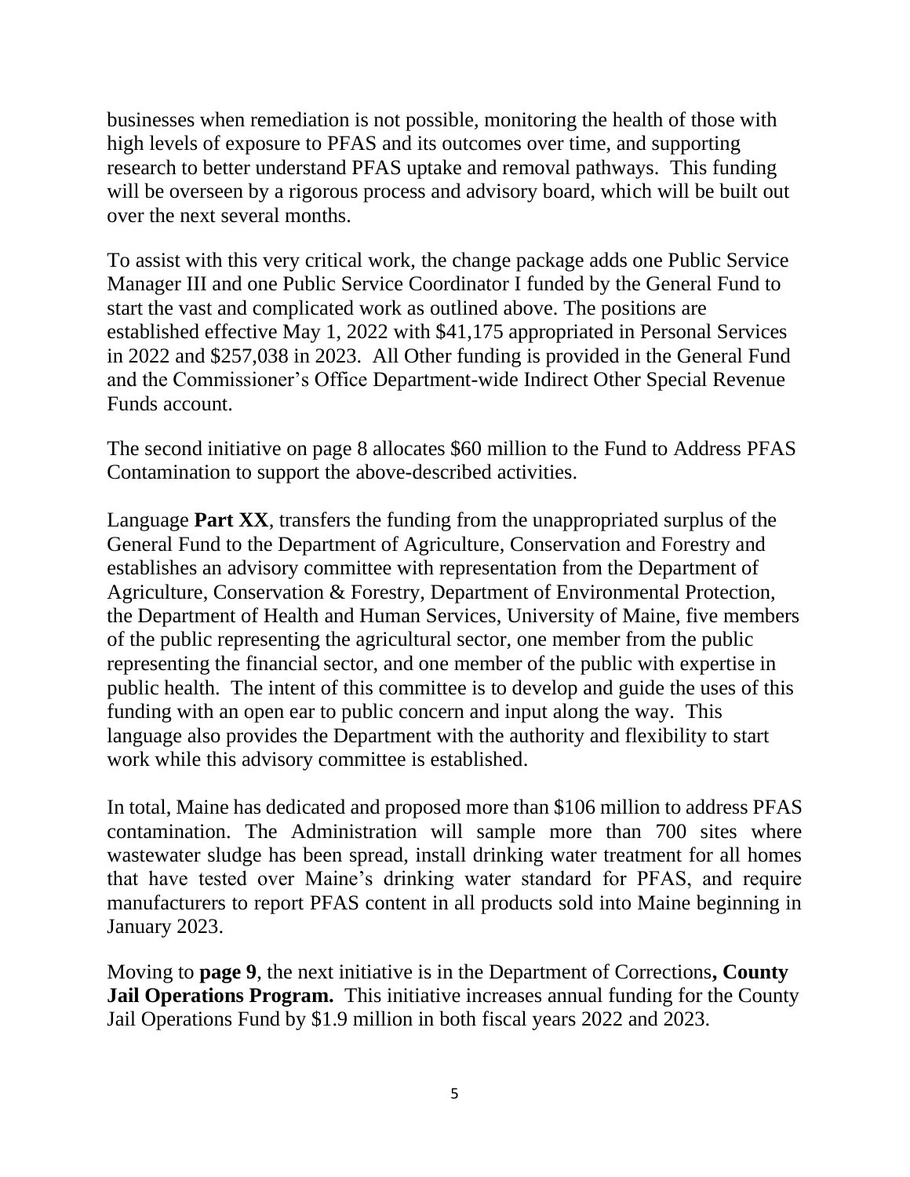businesses when remediation is not possible, monitoring the health of those with high levels of exposure to PFAS and its outcomes over time, and supporting research to better understand PFAS uptake and removal pathways. This funding will be overseen by a rigorous process and advisory board, which will be built out over the next several months.

To assist with this very critical work, the change package adds one Public Service Manager III and one Public Service Coordinator I funded by the General Fund to start the vast and complicated work as outlined above. The positions are established effective May 1, 2022 with $41,175 appropriated in Personal Services in 2022 and $257,038 in 2023. All Other funding is provided in the General Fund and the Commissioner's Office Department-wide Indirect Other Special Revenue Funds account.

The second initiative on page 8 allocates $60 million to the Fund to Address PFAS Contamination to support the above-described activities.

Language **Part XX**, transfers the funding from the unappropriated surplus of the General Fund to the Department of Agriculture, Conservation and Forestry and establishes an advisory committee with representation from the Department of Agriculture, Conservation & Forestry, Department of Environmental Protection, the Department of Health and Human Services, University of Maine, five members of the public representing the agricultural sector, one member from the public representing the financial sector, and one member of the public with expertise in public health. The intent of this committee is to develop and guide the uses of this funding with an open ear to public concern and input along the way. This language also provides the Department with the authority and flexibility to start work while this advisory committee is established.

In total, Maine has dedicated and proposed more than $106 million to address PFAS contamination. The Administration will sample more than 700 sites where wastewater sludge has been spread, install drinking water treatment for all homes that have tested over Maine's drinking water standard for PFAS, and require manufacturers to report PFAS content in all products sold into Maine beginning in January 2023.

Moving to **page 9**, the next initiative is in the Department of Corrections**, County Jail Operations Program.** This initiative increases annual funding for the County Jail Operations Fund by $1.9 million in both fiscal years 2022 and 2023.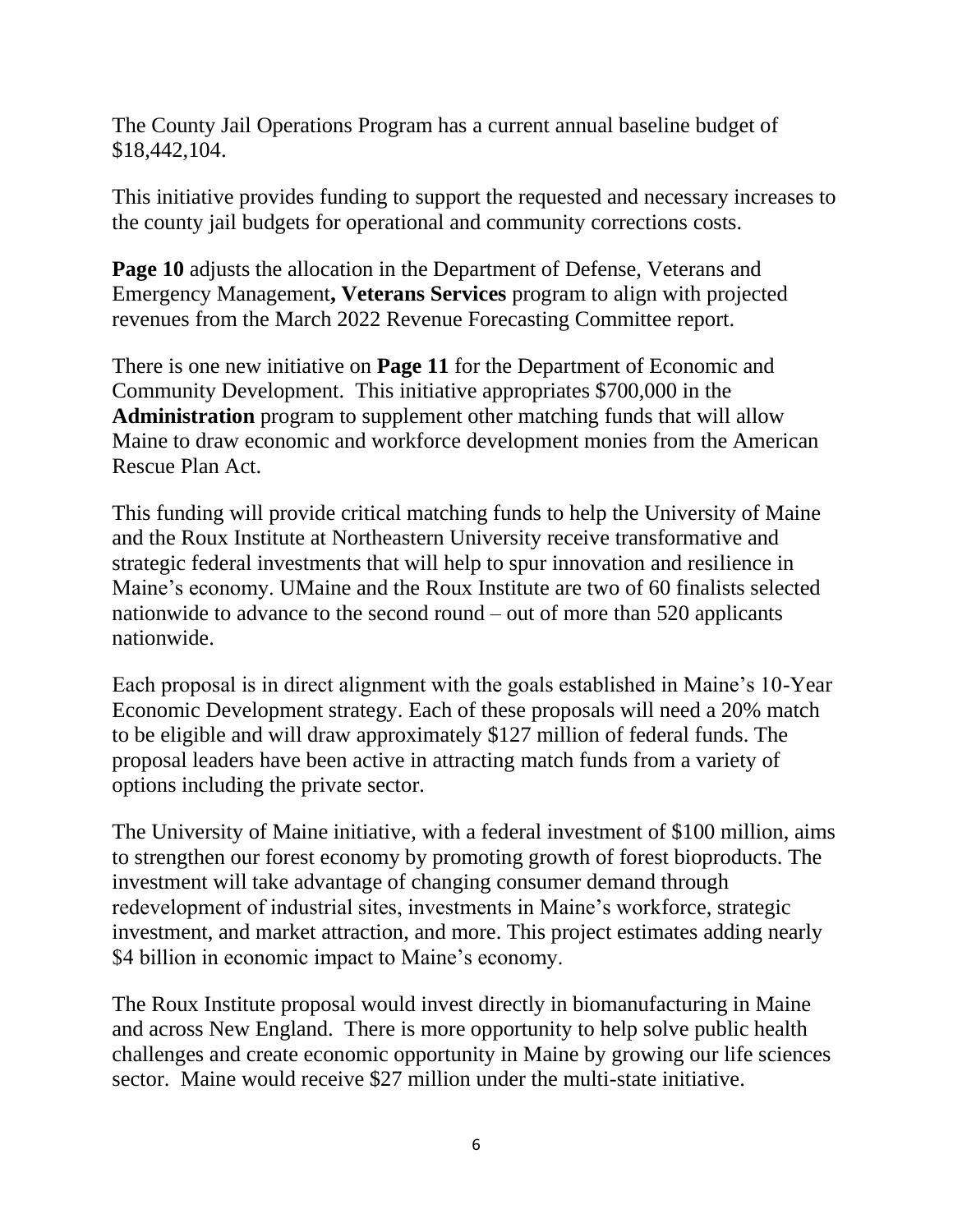The County Jail Operations Program has a current annual baseline budget of $18,442,104.

This initiative provides funding to support the requested and necessary increases to the county jail budgets for operational and community corrections costs.

**Page 10** adjusts the allocation in the Department of Defense, Veterans and Emergency Management**, Veterans Services** program to align with projected revenues from the March 2022 Revenue Forecasting Committee report.

There is one new initiative on **Page 11** for the Department of Economic and Community Development. This initiative appropriates $700,000 in the **Administration** program to supplement other matching funds that will allow Maine to draw economic and workforce development monies from the American Rescue Plan Act.

This funding will provide critical matching funds to help the University of Maine and the Roux Institute at Northeastern University receive transformative and strategic federal investments that will help to spur innovation and resilience in Maine's economy. UMaine and the Roux Institute are two of 60 finalists selected nationwide to advance to the second round – out of more than 520 applicants nationwide.

Each proposal is in direct alignment with the goals established in Maine's 10-Year Economic Development strategy. Each of these proposals will need a 20% match to be eligible and will draw approximately $127 million of federal funds. The proposal leaders have been active in attracting match funds from a variety of options including the private sector.

The University of Maine initiative, with a federal investment of $100 million, aims to strengthen our forest economy by promoting growth of forest bioproducts. The investment will take advantage of changing consumer demand through redevelopment of industrial sites, investments in Maine's workforce, strategic investment, and market attraction, and more. This project estimates adding nearly $4 billion in economic impact to Maine's economy.

The Roux Institute proposal would invest directly in biomanufacturing in Maine and across New England. There is more opportunity to help solve public health challenges and create economic opportunity in Maine by growing our life sciences sector. Maine would receive $27 million under the multi-state initiative.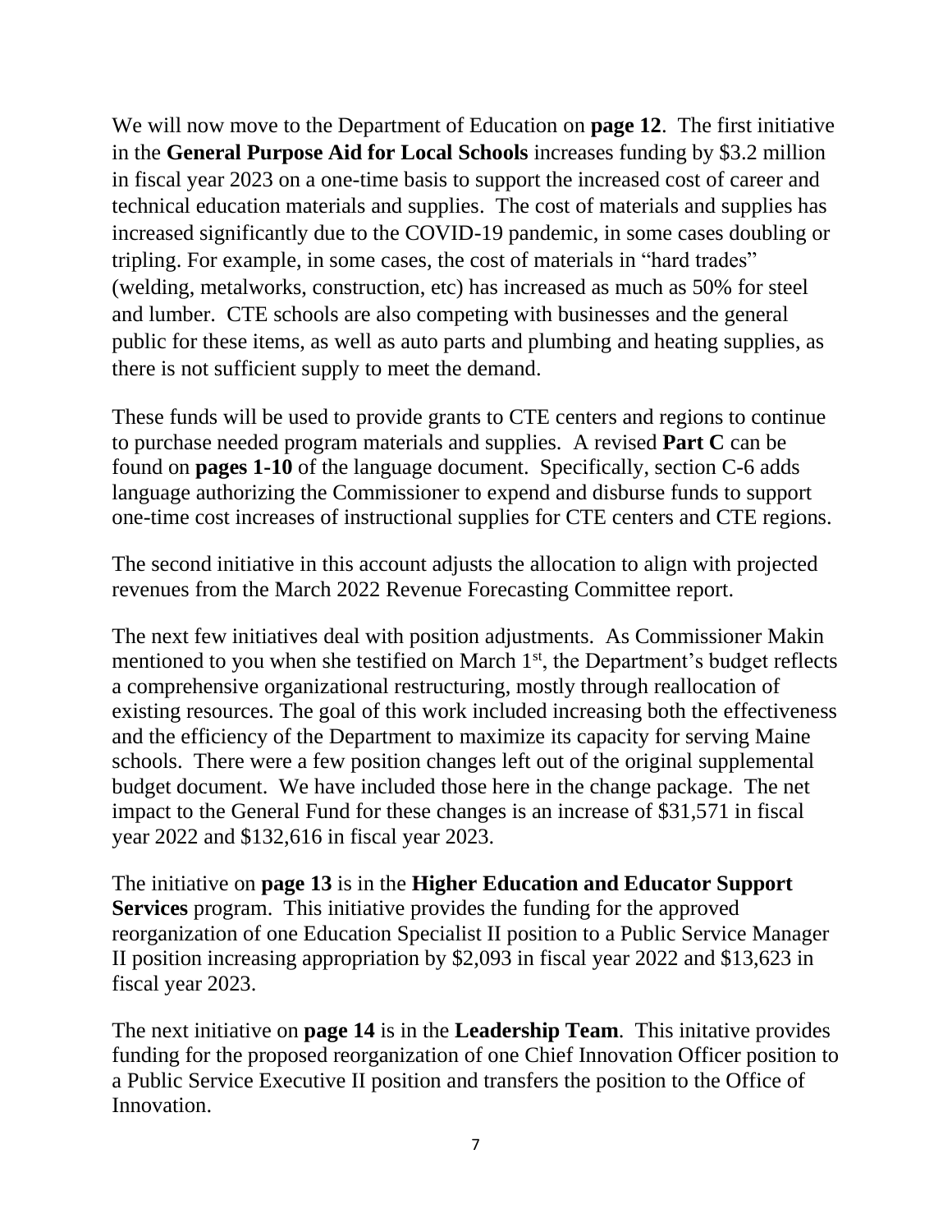We will now move to the Department of Education on **page 12**. The first initiative in the **General Purpose Aid for Local Schools** increases funding by $3.2 million in fiscal year 2023 on a one-time basis to support the increased cost of career and technical education materials and supplies. The cost of materials and supplies has increased significantly due to the COVID-19 pandemic, in some cases doubling or tripling. For example, in some cases, the cost of materials in "hard trades" (welding, metalworks, construction, etc) has increased as much as 50% for steel and lumber. CTE schools are also competing with businesses and the general public for these items, as well as auto parts and plumbing and heating supplies, as there is not sufficient supply to meet the demand.

These funds will be used to provide grants to CTE centers and regions to continue to purchase needed program materials and supplies. A revised **Part C** can be found on **pages 1-10** of the language document. Specifically, section C-6 adds language authorizing the Commissioner to expend and disburse funds to support one-time cost increases of instructional supplies for CTE centers and CTE regions.

The second initiative in this account adjusts the allocation to align with projected revenues from the March 2022 Revenue Forecasting Committee report.

The next few initiatives deal with position adjustments. As Commissioner Makin mentioned to you when she testified on March 1st, the Department's budget reflects a comprehensive organizational restructuring, mostly through reallocation of existing resources. The goal of this work included increasing both the effectiveness and the efficiency of the Department to maximize its capacity for serving Maine schools. There were a few position changes left out of the original supplemental budget document. We have included those here in the change package. The net impact to the General Fund for these changes is an increase of $31,571 in fiscal year 2022 and $132,616 in fiscal year 2023.

The initiative on **page 13** is in the **Higher Education and Educator Support Services** program. This initiative provides the funding for the approved reorganization of one Education Specialist II position to a Public Service Manager II position increasing appropriation by $2,093 in fiscal year 2022 and $13,623 in fiscal year 2023.

The next initiative on **page 14** is in the **Leadership Team**. This initative provides funding for the proposed reorganization of one Chief Innovation Officer position to a Public Service Executive II position and transfers the position to the Office of Innovation.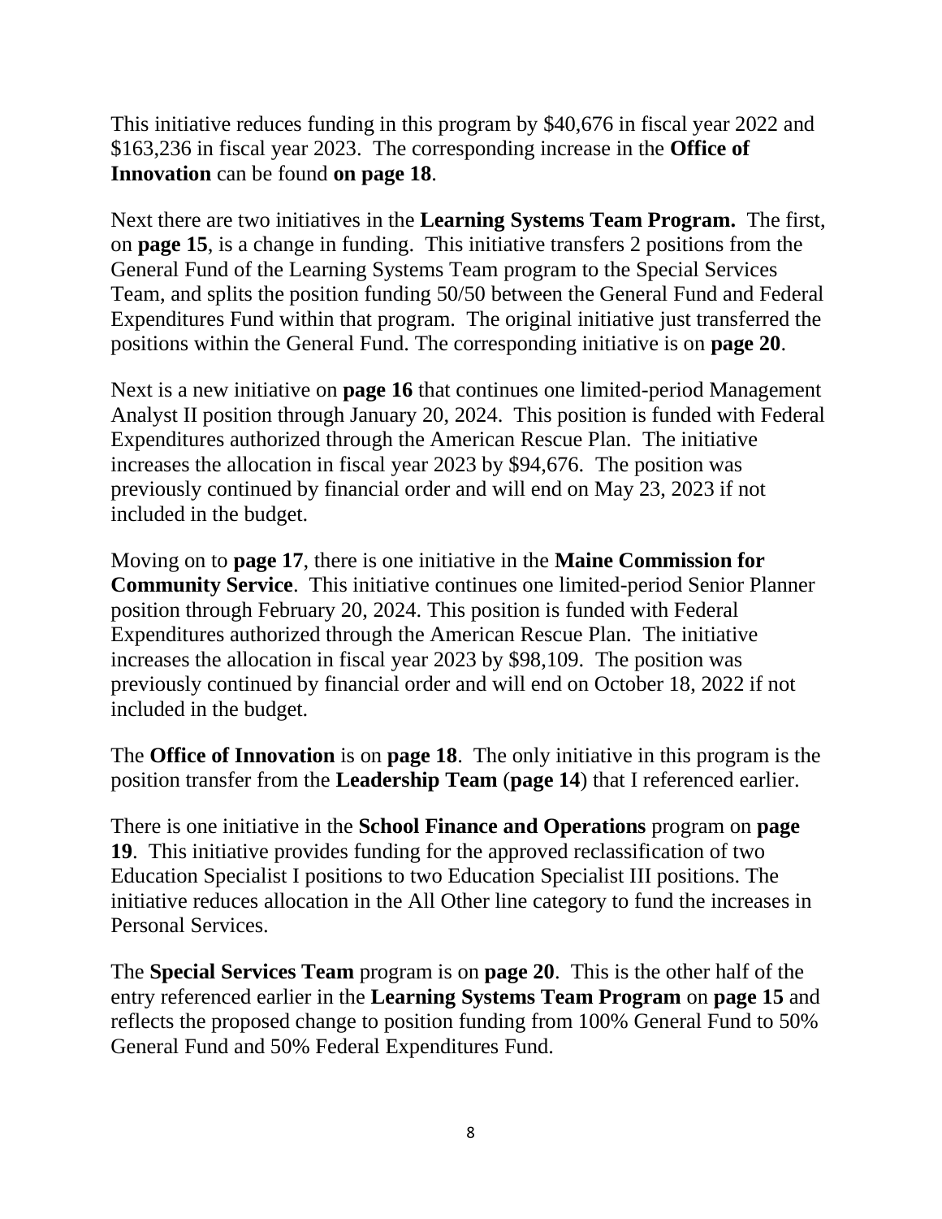This initiative reduces funding in this program by $40,676 in fiscal year 2022 and $163,236 in fiscal year 2023. The corresponding increase in the **Office of Innovation** can be found **on page 18**.

Next there are two initiatives in the **Learning Systems Team Program.** The first, on **page 15**, is a change in funding. This initiative transfers 2 positions from the General Fund of the Learning Systems Team program to the Special Services Team, and splits the position funding 50/50 between the General Fund and Federal Expenditures Fund within that program. The original initiative just transferred the positions within the General Fund. The corresponding initiative is on **page 20**.

Next is a new initiative on **page 16** that continues one limited-period Management Analyst II position through January 20, 2024. This position is funded with Federal Expenditures authorized through the American Rescue Plan. The initiative increases the allocation in fiscal year 2023 by $94,676. The position was previously continued by financial order and will end on May 23, 2023 if not included in the budget.

Moving on to **page 17**, there is one initiative in the **Maine Commission for Community Service**. This initiative continues one limited-period Senior Planner position through February 20, 2024. This position is funded with Federal Expenditures authorized through the American Rescue Plan. The initiative increases the allocation in fiscal year 2023 by $98,109. The position was previously continued by financial order and will end on October 18, 2022 if not included in the budget.

The **Office of Innovation** is on **page 18**. The only initiative in this program is the position transfer from the **Leadership Team** (**page 14**) that I referenced earlier.

There is one initiative in the **School Finance and Operations** program on **page 19**. This initiative provides funding for the approved reclassification of two Education Specialist I positions to two Education Specialist III positions. The initiative reduces allocation in the All Other line category to fund the increases in Personal Services.

The **Special Services Team** program is on **page 20**. This is the other half of the entry referenced earlier in the **Learning Systems Team Program** on **page 15** and reflects the proposed change to position funding from 100% General Fund to 50% General Fund and 50% Federal Expenditures Fund.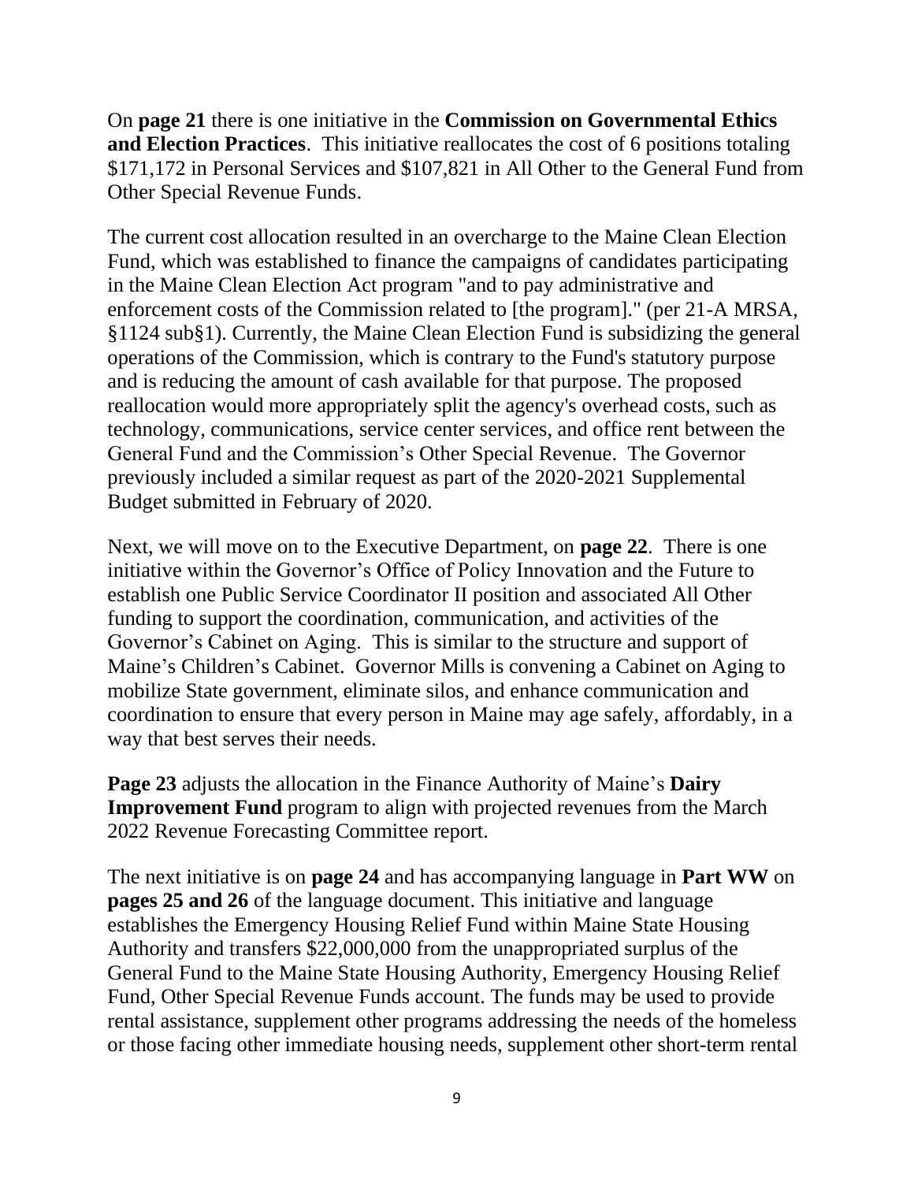On **page 21** there is one initiative in the **Commission on Governmental Ethics and Election Practices**. This initiative reallocates the cost of 6 positions totaling $171,172 in Personal Services and $107,821 in All Other to the General Fund from Other Special Revenue Funds.

The current cost allocation resulted in an overcharge to the Maine Clean Election Fund, which was established to finance the campaigns of candidates participating in the Maine Clean Election Act program "and to pay administrative and enforcement costs of the Commission related to [the program]." (per 21-A MRSA, §1124 sub§1). Currently, the Maine Clean Election Fund is subsidizing the general operations of the Commission, which is contrary to the Fund's statutory purpose and is reducing the amount of cash available for that purpose. The proposed reallocation would more appropriately split the agency's overhead costs, such as technology, communications, service center services, and office rent between the General Fund and the Commission's Other Special Revenue. The Governor previously included a similar request as part of the 2020-2021 Supplemental Budget submitted in February of 2020.

Next, we will move on to the Executive Department, on **page 22**. There is one initiative within the Governor's Office of Policy Innovation and the Future to establish one Public Service Coordinator II position and associated All Other funding to support the coordination, communication, and activities of the Governor's Cabinet on Aging. This is similar to the structure and support of Maine's Children's Cabinet. Governor Mills is convening a Cabinet on Aging to mobilize State government, eliminate silos, and enhance communication and coordination to ensure that every person in Maine may age safely, affordably, in a way that best serves their needs.

**Page 23** adjusts the allocation in the Finance Authority of Maine's **Dairy Improvement Fund** program to align with projected revenues from the March 2022 Revenue Forecasting Committee report.

The next initiative is on **page 24** and has accompanying language in **Part WW** on **pages 25 and 26** of the language document. This initiative and language establishes the Emergency Housing Relief Fund within Maine State Housing Authority and transfers $22,000,000 from the unappropriated surplus of the General Fund to the Maine State Housing Authority, Emergency Housing Relief Fund, Other Special Revenue Funds account. The funds may be used to provide rental assistance, supplement other programs addressing the needs of the homeless or those facing other immediate housing needs, supplement other short-term rental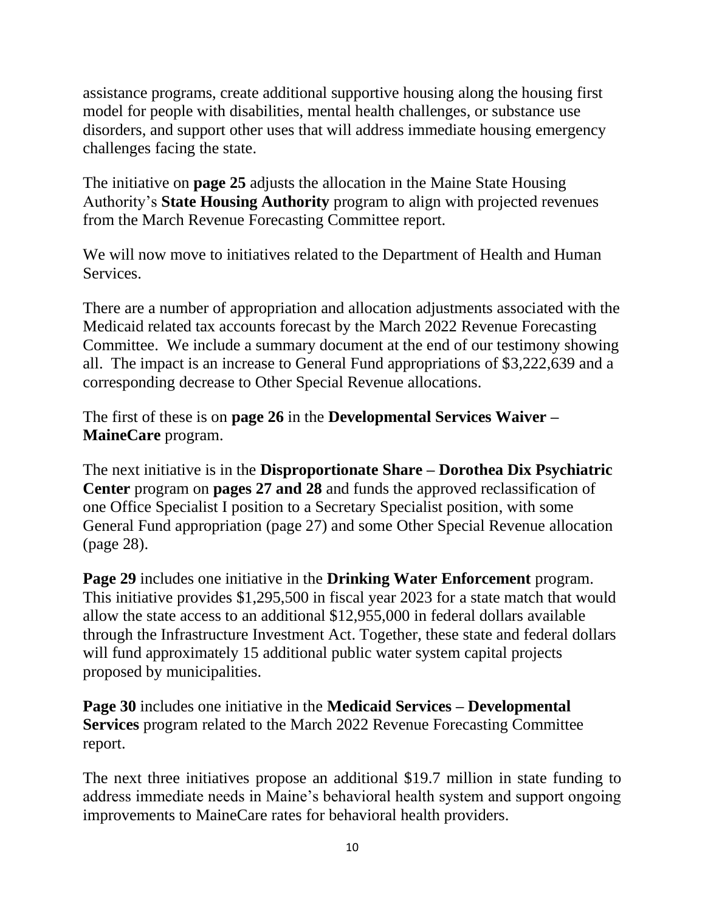assistance programs, create additional supportive housing along the housing first model for people with disabilities, mental health challenges, or substance use disorders, and support other uses that will address immediate housing emergency challenges facing the state.

The initiative on **page 25** adjusts the allocation in the Maine State Housing Authority's **State Housing Authority** program to align with projected revenues from the March Revenue Forecasting Committee report.

We will now move to initiatives related to the Department of Health and Human Services.

There are a number of appropriation and allocation adjustments associated with the Medicaid related tax accounts forecast by the March 2022 Revenue Forecasting Committee. We include a summary document at the end of our testimony showing all. The impact is an increase to General Fund appropriations of $3,222,639 and a corresponding decrease to Other Special Revenue allocations.

The first of these is on **page 26** in the **Developmental Services Waiver – MaineCare** program.

The next initiative is in the **Disproportionate Share – Dorothea Dix Psychiatric Center** program on **pages 27 and 28** and funds the approved reclassification of one Office Specialist I position to a Secretary Specialist position, with some General Fund appropriation (page 27) and some Other Special Revenue allocation (page 28).

**Page 29** includes one initiative in the **Drinking Water Enforcement** program. This initiative provides $1,295,500 in fiscal year 2023 for a state match that would allow the state access to an additional $12,955,000 in federal dollars available through the Infrastructure Investment Act. Together, these state and federal dollars will fund approximately 15 additional public water system capital projects proposed by municipalities.

**Page 30** includes one initiative in the **Medicaid Services – Developmental Services** program related to the March 2022 Revenue Forecasting Committee report.

The next three initiatives propose an additional $19.7 million in state funding to address immediate needs in Maine's behavioral health system and support ongoing improvements to MaineCare rates for behavioral health providers.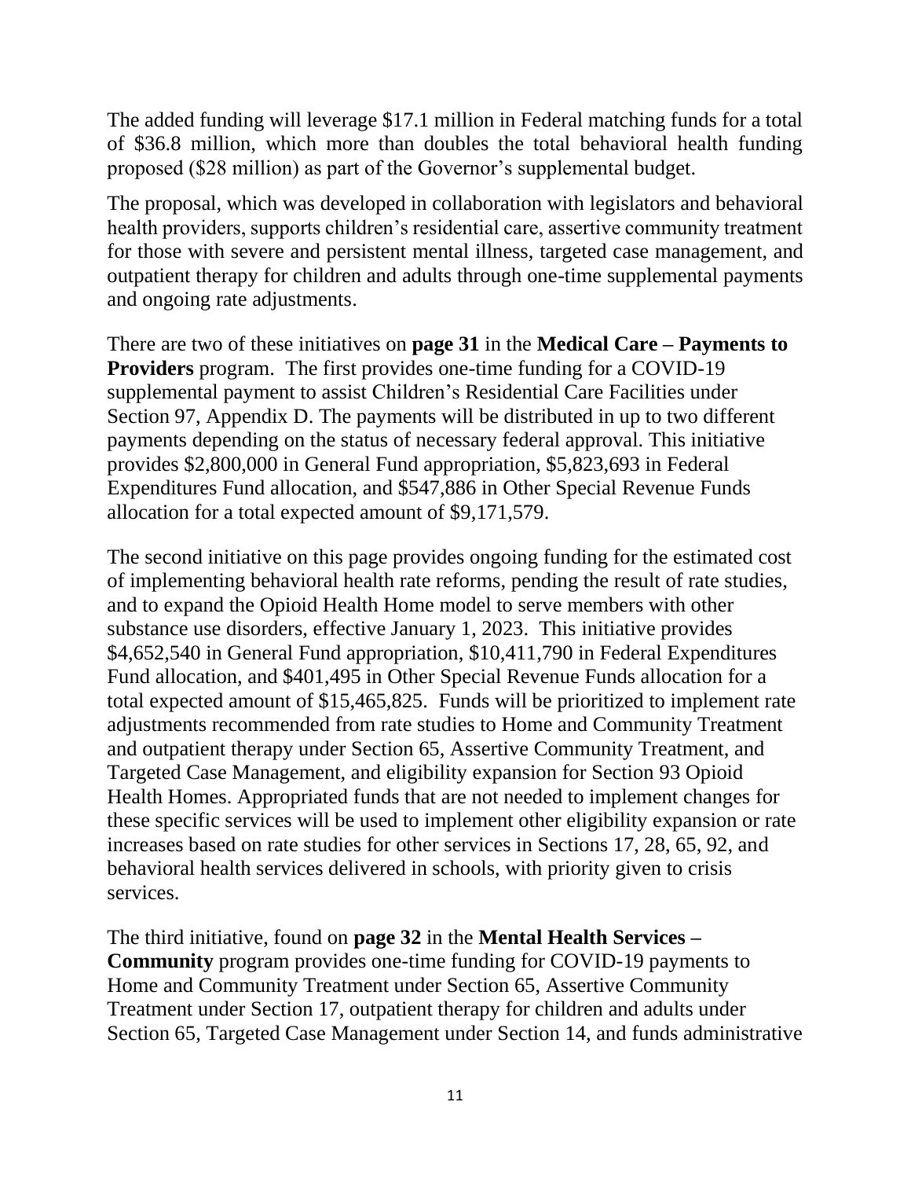The added funding will leverage $17.1 million in Federal matching funds for a total of $36.8 million, which more than doubles the total behavioral health funding proposed ($28 million) as part of the Governor's supplemental budget.

The proposal, which was developed in collaboration with legislators and behavioral health providers, supports children's residential care, assertive community treatment for those with severe and persistent mental illness, targeted case management, and outpatient therapy for children and adults through one-time supplemental payments and ongoing rate adjustments.

There are two of these initiatives on **page 31** in the **Medical Care – Payments to Providers** program. The first provides one-time funding for a COVID-19 supplemental payment to assist Children's Residential Care Facilities under Section 97, Appendix D. The payments will be distributed in up to two different payments depending on the status of necessary federal approval. This initiative provides $2,800,000 in General Fund appropriation, $5,823,693 in Federal Expenditures Fund allocation, and $547,886 in Other Special Revenue Funds allocation for a total expected amount of $9,171,579.

The second initiative on this page provides ongoing funding for the estimated cost of implementing behavioral health rate reforms, pending the result of rate studies, and to expand the Opioid Health Home model to serve members with other substance use disorders, effective January 1, 2023. This initiative provides $4,652,540 in General Fund appropriation, $10,411,790 in Federal Expenditures Fund allocation, and $401,495 in Other Special Revenue Funds allocation for a total expected amount of $15,465,825. Funds will be prioritized to implement rate adjustments recommended from rate studies to Home and Community Treatment and outpatient therapy under Section 65, Assertive Community Treatment, and Targeted Case Management, and eligibility expansion for Section 93 Opioid Health Homes. Appropriated funds that are not needed to implement changes for these specific services will be used to implement other eligibility expansion or rate increases based on rate studies for other services in Sections 17, 28, 65, 92, and behavioral health services delivered in schools, with priority given to crisis services.

The third initiative, found on **page 32** in the **Mental Health Services – Community** program provides one-time funding for COVID-19 payments to Home and Community Treatment under Section 65, Assertive Community Treatment under Section 17, outpatient therapy for children and adults under Section 65, Targeted Case Management under Section 14, and funds administrative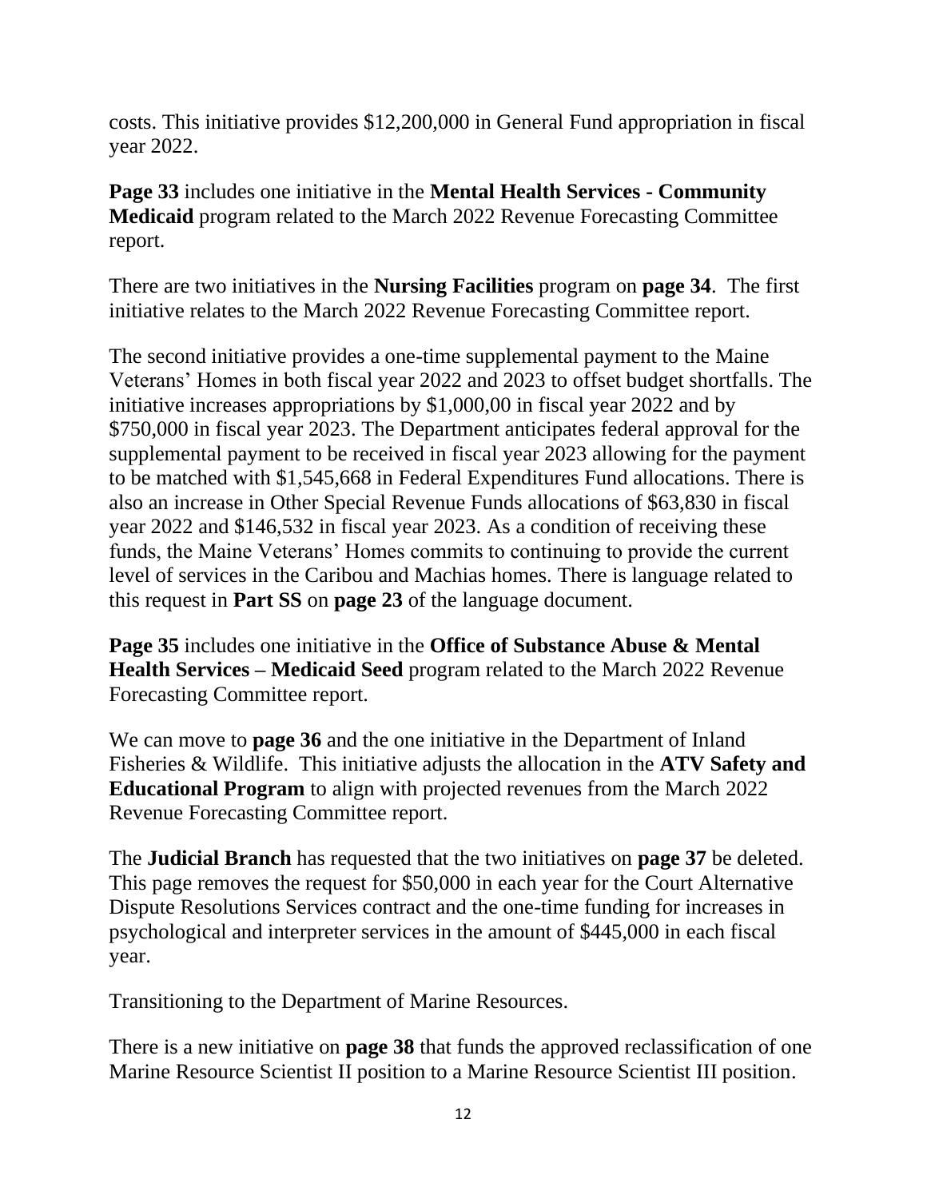costs. This initiative provides $12,200,000 in General Fund appropriation in fiscal year 2022.

**Page 33** includes one initiative in the **Mental Health Services - Community Medicaid** program related to the March 2022 Revenue Forecasting Committee report.

There are two initiatives in the **Nursing Facilities** program on **page 34**. The first initiative relates to the March 2022 Revenue Forecasting Committee report.

The second initiative provides a one-time supplemental payment to the Maine Veterans' Homes in both fiscal year 2022 and 2023 to offset budget shortfalls. The initiative increases appropriations by $1,000,00 in fiscal year 2022 and by $750,000 in fiscal year 2023. The Department anticipates federal approval for the supplemental payment to be received in fiscal year 2023 allowing for the payment to be matched with $1,545,668 in Federal Expenditures Fund allocations. There is also an increase in Other Special Revenue Funds allocations of $63,830 in fiscal year 2022 and $146,532 in fiscal year 2023. As a condition of receiving these funds, the Maine Veterans' Homes commits to continuing to provide the current level of services in the Caribou and Machias homes. There is language related to this request in **Part SS** on **page 23** of the language document.

**Page 35** includes one initiative in the **Office of Substance Abuse & Mental Health Services – Medicaid Seed** program related to the March 2022 Revenue Forecasting Committee report.

We can move to **page 36** and the one initiative in the Department of Inland Fisheries & Wildlife. This initiative adjusts the allocation in the **ATV Safety and Educational Program** to align with projected revenues from the March 2022 Revenue Forecasting Committee report.

The **Judicial Branch** has requested that the two initiatives on **page 37** be deleted. This page removes the request for $50,000 in each year for the Court Alternative Dispute Resolutions Services contract and the one-time funding for increases in psychological and interpreter services in the amount of $445,000 in each fiscal year.

Transitioning to the Department of Marine Resources.

There is a new initiative on **page 38** that funds the approved reclassification of one Marine Resource Scientist II position to a Marine Resource Scientist III position.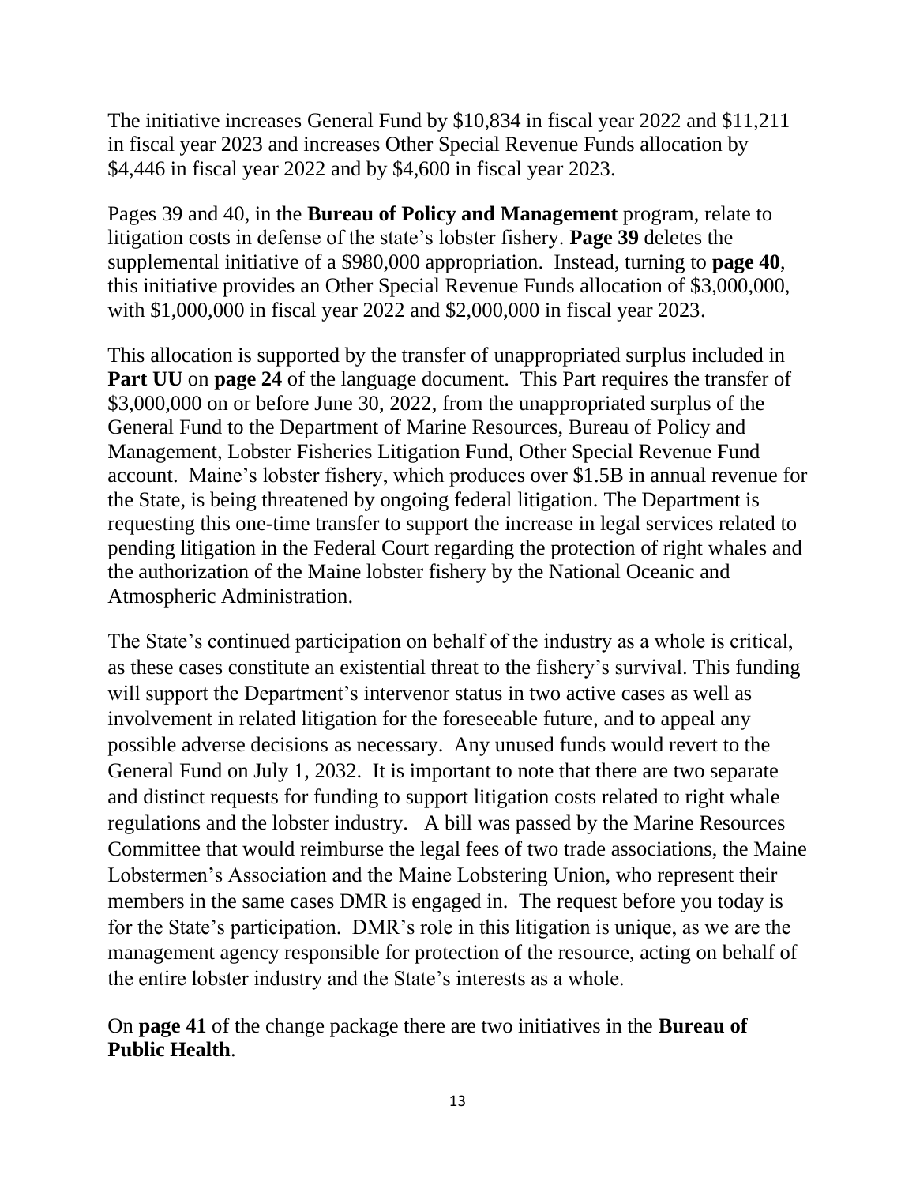The initiative increases General Fund by $10,834 in fiscal year 2022 and $11,211 in fiscal year 2023 and increases Other Special Revenue Funds allocation by $4,446 in fiscal year 2022 and by $4,600 in fiscal year 2023.

Pages 39 and 40, in the **Bureau of Policy and Management** program, relate to litigation costs in defense of the state's lobster fishery. **Page 39** deletes the supplemental initiative of a $980,000 appropriation. Instead, turning to **page 40**, this initiative provides an Other Special Revenue Funds allocation of $3,000,000, with $1,000,000 in fiscal year 2022 and $2,000,000 in fiscal year 2023.

This allocation is supported by the transfer of unappropriated surplus included in **Part UU** on **page 24** of the language document. This Part requires the transfer of $3,000,000 on or before June 30, 2022, from the unappropriated surplus of the General Fund to the Department of Marine Resources, Bureau of Policy and Management, Lobster Fisheries Litigation Fund, Other Special Revenue Fund account. Maine's lobster fishery, which produces over $1.5B in annual revenue for the State, is being threatened by ongoing federal litigation. The Department is requesting this one-time transfer to support the increase in legal services related to pending litigation in the Federal Court regarding the protection of right whales and the authorization of the Maine lobster fishery by the National Oceanic and Atmospheric Administration.

The State's continued participation on behalf of the industry as a whole is critical, as these cases constitute an existential threat to the fishery's survival. This funding will support the Department's intervenor status in two active cases as well as involvement in related litigation for the foreseeable future, and to appeal any possible adverse decisions as necessary. Any unused funds would revert to the General Fund on July 1, 2032. It is important to note that there are two separate and distinct requests for funding to support litigation costs related to right whale regulations and the lobster industry. A bill was passed by the Marine Resources Committee that would reimburse the legal fees of two trade associations, the Maine Lobstermen's Association and the Maine Lobstering Union, who represent their members in the same cases DMR is engaged in. The request before you today is for the State's participation. DMR's role in this litigation is unique, as we are the management agency responsible for protection of the resource, acting on behalf of the entire lobster industry and the State's interests as a whole.

On **page 41** of the change package there are two initiatives in the **Bureau of Public Health**.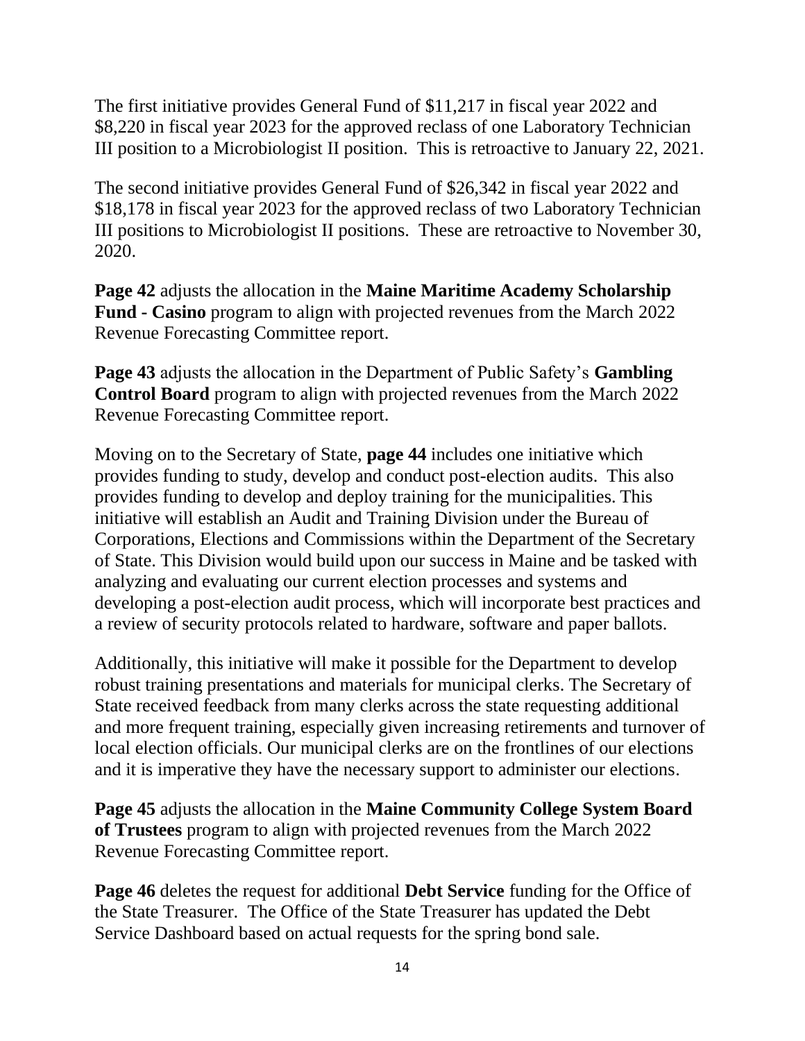The first initiative provides General Fund of $11,217 in fiscal year 2022 and $8,220 in fiscal year 2023 for the approved reclass of one Laboratory Technician III position to a Microbiologist II position. This is retroactive to January 22, 2021.

The second initiative provides General Fund of $26,342 in fiscal year 2022 and $18,178 in fiscal year 2023 for the approved reclass of two Laboratory Technician III positions to Microbiologist II positions. These are retroactive to November 30, 2020.

**Page 42** adjusts the allocation in the **Maine Maritime Academy Scholarship Fund - Casino** program to align with projected revenues from the March 2022 Revenue Forecasting Committee report.

**Page 43** adjusts the allocation in the Department of Public Safety's **Gambling Control Board** program to align with projected revenues from the March 2022 Revenue Forecasting Committee report.

Moving on to the Secretary of State, **page 44** includes one initiative which provides funding to study, develop and conduct post-election audits. This also provides funding to develop and deploy training for the municipalities. This initiative will establish an Audit and Training Division under the Bureau of Corporations, Elections and Commissions within the Department of the Secretary of State. This Division would build upon our success in Maine and be tasked with analyzing and evaluating our current election processes and systems and developing a post-election audit process, which will incorporate best practices and a review of security protocols related to hardware, software and paper ballots.

Additionally, this initiative will make it possible for the Department to develop robust training presentations and materials for municipal clerks. The Secretary of State received feedback from many clerks across the state requesting additional and more frequent training, especially given increasing retirements and turnover of local election officials. Our municipal clerks are on the frontlines of our elections and it is imperative they have the necessary support to administer our elections.

**Page 45** adjusts the allocation in the **Maine Community College System Board of Trustees** program to align with projected revenues from the March 2022 Revenue Forecasting Committee report.

**Page 46** deletes the request for additional **Debt Service** funding for the Office of the State Treasurer. The Office of the State Treasurer has updated the Debt Service Dashboard based on actual requests for the spring bond sale.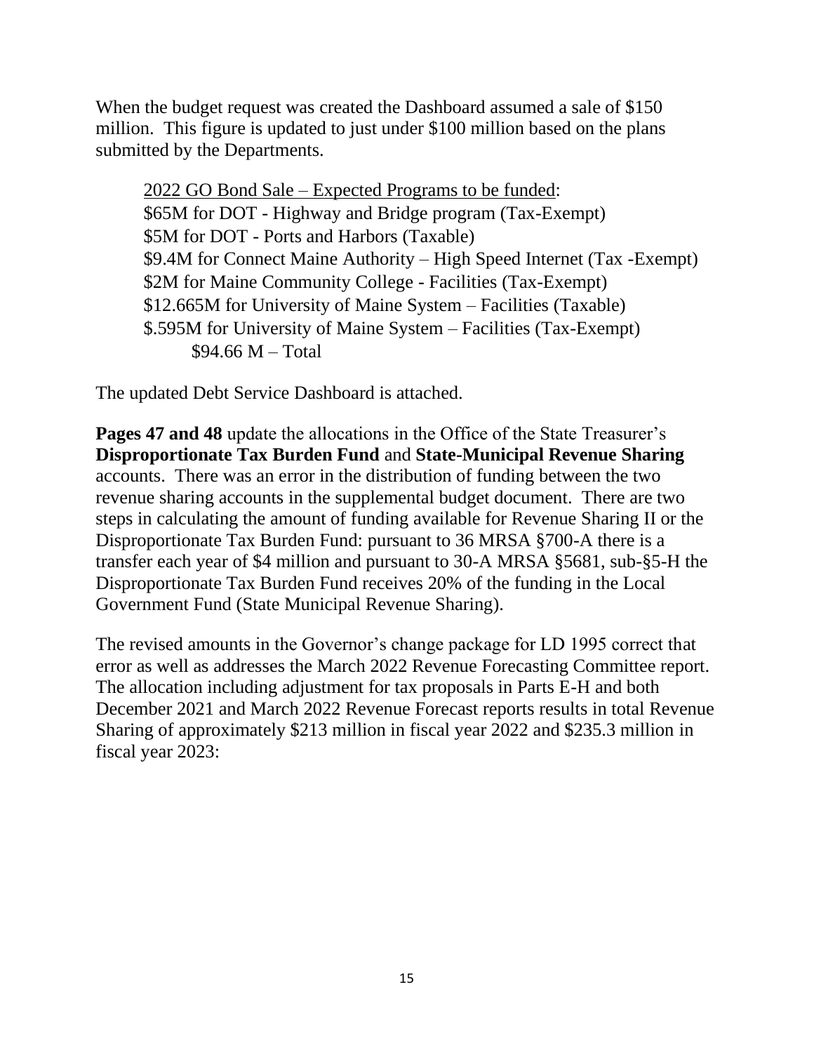When the budget request was created the Dashboard assumed a sale of $150 million. This figure is updated to just under $100 million based on the plans submitted by the Departments.

> <u>2022 GO Bond Sale – Expected Programs to be funded</u>:
> $65M for DOT - Highway and Bridge program (Tax-Exempt)
> $5M for DOT - Ports and Harbors (Taxable)
> $9.4M for Connect Maine Authority – High Speed Internet (Tax -Exempt)
> $2M for Maine Community College - Facilities (Tax-Exempt)
> $12.665M for University of Maine System – Facilities (Taxable)
> $.595M for University of Maine System – Facilities (Tax-Exempt)
> $94.66 M – Total

The updated Debt Service Dashboard is attached.

**Pages 47 and 48** update the allocations in the Office of the State Treasurer's **Disproportionate Tax Burden Fund** and **State-Municipal Revenue Sharing** accounts. There was an error in the distribution of funding between the two revenue sharing accounts in the supplemental budget document. There are two steps in calculating the amount of funding available for Revenue Sharing II or the Disproportionate Tax Burden Fund: pursuant to 36 MRSA §700-A there is a transfer each year of $4 million and pursuant to 30-A MRSA §5681, sub-§5-H the Disproportionate Tax Burden Fund receives 20% of the funding in the Local Government Fund (State Municipal Revenue Sharing).

The revised amounts in the Governor's change package for LD 1995 correct that error as well as addresses the March 2022 Revenue Forecasting Committee report. The allocation including adjustment for tax proposals in Parts E-H and both December 2021 and March 2022 Revenue Forecast reports results in total Revenue Sharing of approximately $213 million in fiscal year 2022 and $235.3 million in fiscal year 2023: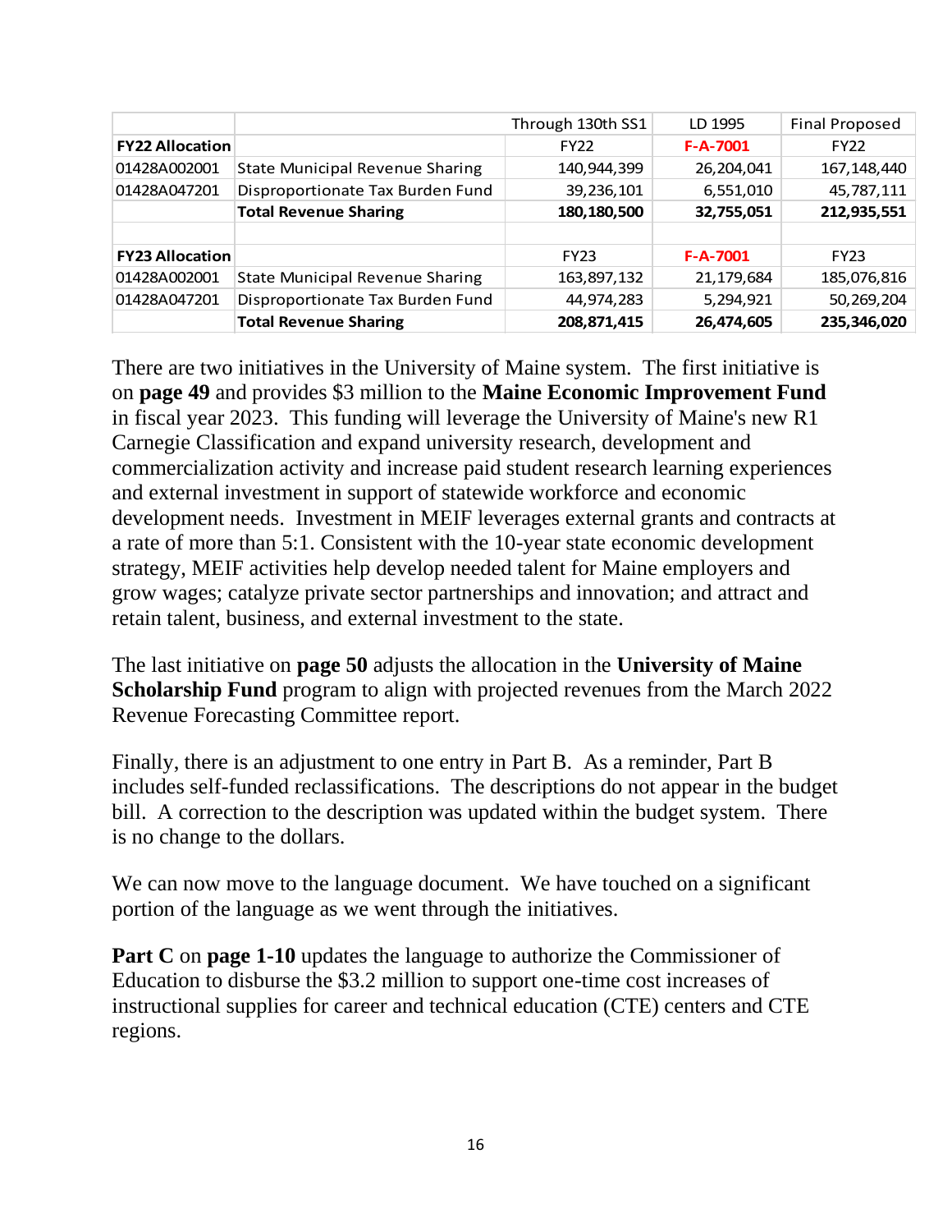| | | Through 130th SS1 | LD 1995 | Final Proposed |
|---|---|---|---|---|
| **FY22 Allocation** | | FY22 | **F-A-7001** | FY22 |
| 01428A002001 | State Municipal Revenue Sharing | 140,944,399 | 26,204,041 | 167,148,440 |
| 01428A047201 | Disproportionate Tax Burden Fund | 39,236,101 | 6,551,010 | 45,787,111 |
| | **Total Revenue Sharing** | **180,180,500** | **32,755,051** | **212,935,551** |
| | | | | |
| **FY23 Allocation** | | FY23 | **F-A-7001** | FY23 |
| 01428A002001 | State Municipal Revenue Sharing | 163,897,132 | 21,179,684 | 185,076,816 |
| 01428A047201 | Disproportionate Tax Burden Fund | 44,974,283 | 5,294,921 | 50,269,204 |
| | **Total Revenue Sharing** | **208,871,415** | **26,474,605** | **235,346,020** |

There are two initiatives in the University of Maine system. The first initiative is on **page 49** and provides $3 million to the **Maine Economic Improvement Fund** in fiscal year 2023. This funding will leverage the University of Maine's new R1 Carnegie Classification and expand university research, development and commercialization activity and increase paid student research learning experiences and external investment in support of statewide workforce and economic development needs. Investment in MEIF leverages external grants and contracts at a rate of more than 5:1. Consistent with the 10-year state economic development strategy, MEIF activities help develop needed talent for Maine employers and grow wages; catalyze private sector partnerships and innovation; and attract and retain talent, business, and external investment to the state.

The last initiative on **page 50** adjusts the allocation in the **University of Maine Scholarship Fund** program to align with projected revenues from the March 2022 Revenue Forecasting Committee report.

Finally, there is an adjustment to one entry in Part B. As a reminder, Part B includes self-funded reclassifications. The descriptions do not appear in the budget bill. A correction to the description was updated within the budget system. There is no change to the dollars.

We can now move to the language document. We have touched on a significant portion of the language as we went through the initiatives.

**Part C** on **page 1-10** updates the language to authorize the Commissioner of Education to disburse the $3.2 million to support one-time cost increases of instructional supplies for career and technical education (CTE) centers and CTE regions.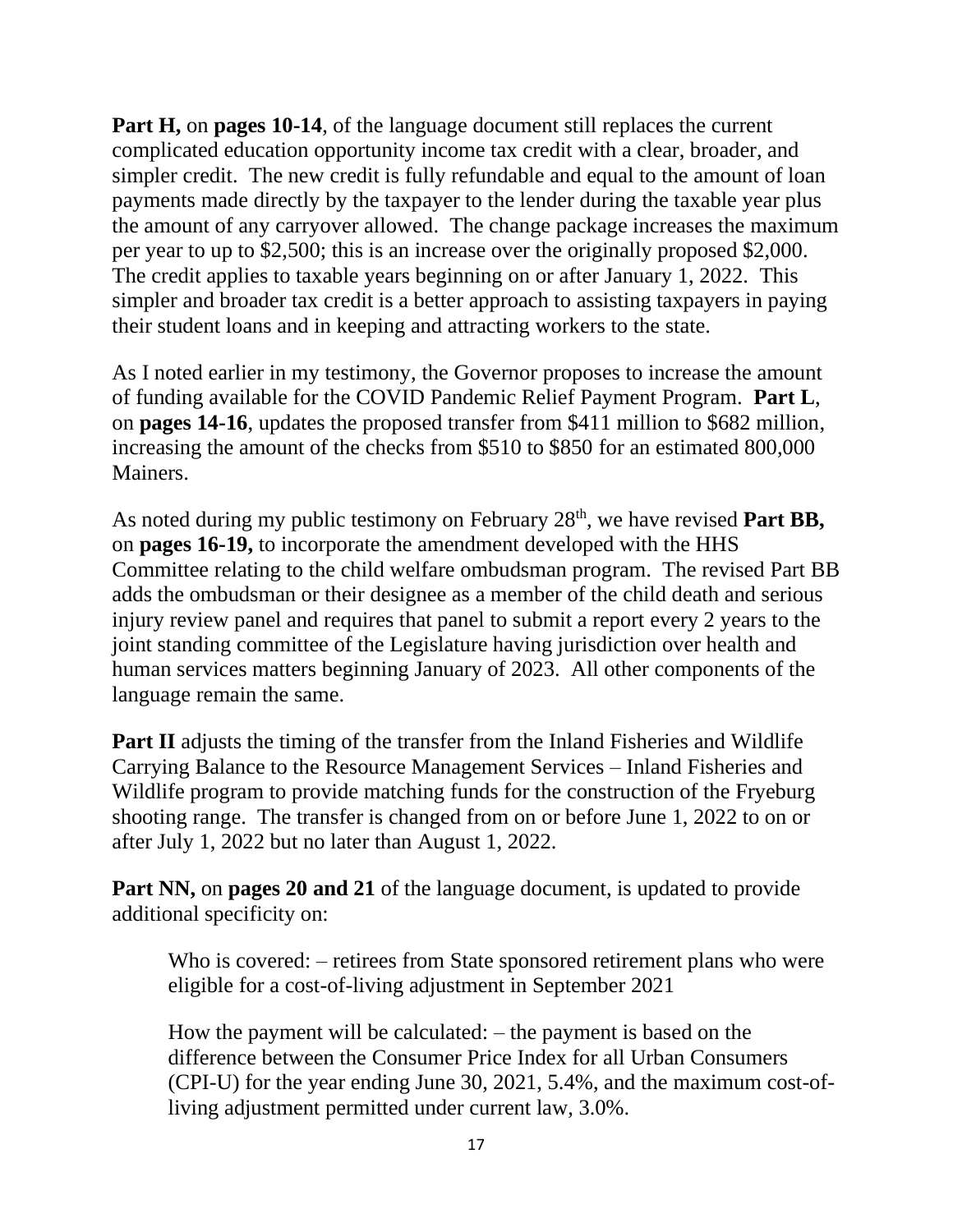**Part H,** on **pages 10-14**, of the language document still replaces the current complicated education opportunity income tax credit with a clear, broader, and simpler credit. The new credit is fully refundable and equal to the amount of loan payments made directly by the taxpayer to the lender during the taxable year plus the amount of any carryover allowed. The change package increases the maximum per year to up to $2,500; this is an increase over the originally proposed $2,000. The credit applies to taxable years beginning on or after January 1, 2022. This simpler and broader tax credit is a better approach to assisting taxpayers in paying their student loans and in keeping and attracting workers to the state.

As I noted earlier in my testimony, the Governor proposes to increase the amount of funding available for the COVID Pandemic Relief Payment Program. **Part L**, on **pages 14-16**, updates the proposed transfer from $411 million to $682 million, increasing the amount of the checks from $510 to $850 for an estimated 800,000 Mainers.

As noted during my public testimony on February 28th, we have revised **Part BB,** on **pages 16-19,** to incorporate the amendment developed with the HHS Committee relating to the child welfare ombudsman program. The revised Part BB adds the ombudsman or their designee as a member of the child death and serious injury review panel and requires that panel to submit a report every 2 years to the joint standing committee of the Legislature having jurisdiction over health and human services matters beginning January of 2023. All other components of the language remain the same.

**Part II** adjusts the timing of the transfer from the Inland Fisheries and Wildlife Carrying Balance to the Resource Management Services – Inland Fisheries and Wildlife program to provide matching funds for the construction of the Fryeburg shooting range. The transfer is changed from on or before June 1, 2022 to on or after July 1, 2022 but no later than August 1, 2022.

**Part NN,** on **pages 20 and 21** of the language document, is updated to provide additional specificity on:

> Who is covered: – retirees from State sponsored retirement plans who were eligible for a cost-of-living adjustment in September 2021
>
> How the payment will be calculated: – the payment is based on the difference between the Consumer Price Index for all Urban Consumers (CPI-U) for the year ending June 30, 2021, 5.4%, and the maximum cost-of-living adjustment permitted under current law, 3.0%.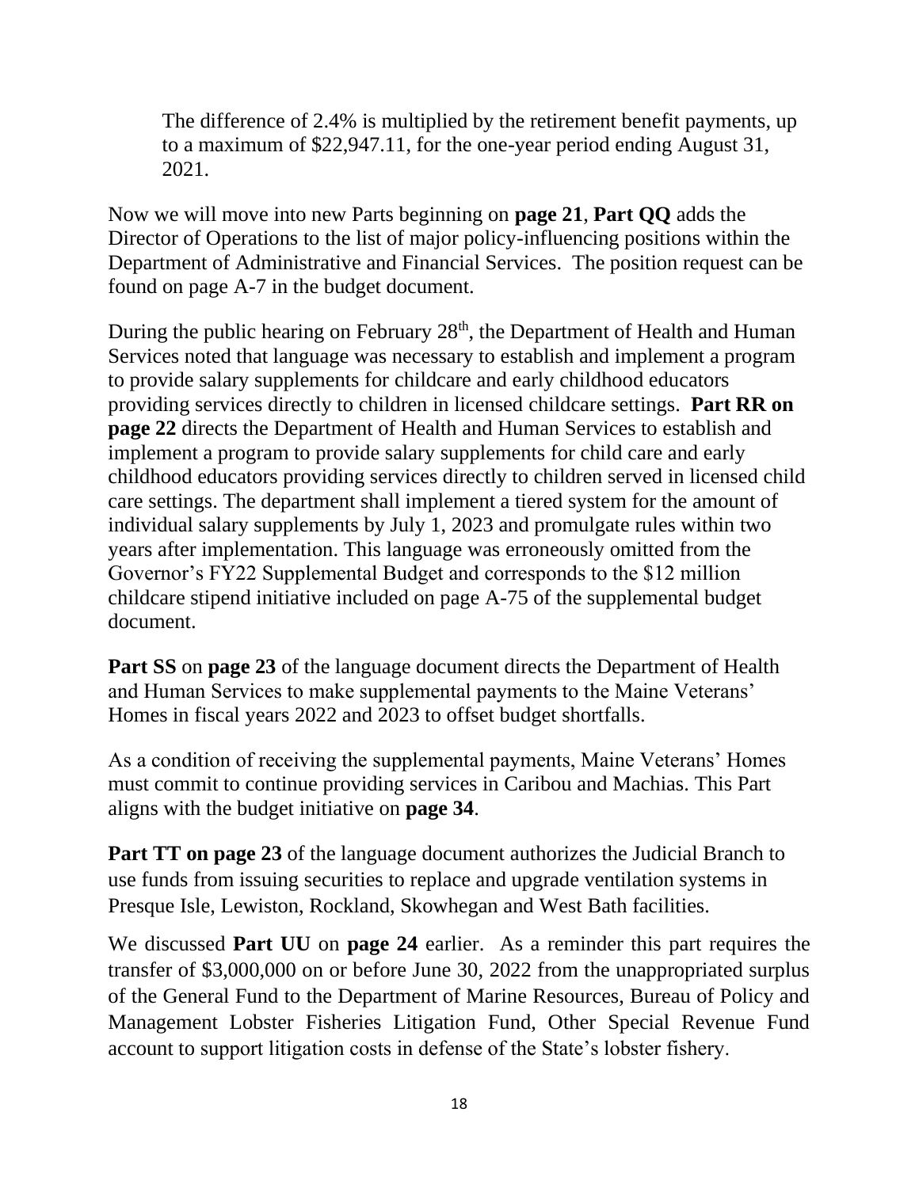The difference of 2.4% is multiplied by the retirement benefit payments, up to a maximum of $22,947.11, for the one-year period ending August 31, 2021.

Now we will move into new Parts beginning on **page 21**, **Part QQ** adds the Director of Operations to the list of major policy-influencing positions within the Department of Administrative and Financial Services. The position request can be found on page A-7 in the budget document.

During the public hearing on February 28th, the Department of Health and Human Services noted that language was necessary to establish and implement a program to provide salary supplements for childcare and early childhood educators providing services directly to children in licensed childcare settings. **Part RR on page 22** directs the Department of Health and Human Services to establish and implement a program to provide salary supplements for child care and early childhood educators providing services directly to children served in licensed child care settings. The department shall implement a tiered system for the amount of individual salary supplements by July 1, 2023 and promulgate rules within two years after implementation. This language was erroneously omitted from the Governor's FY22 Supplemental Budget and corresponds to the $12 million childcare stipend initiative included on page A-75 of the supplemental budget document.

**Part SS** on **page 23** of the language document directs the Department of Health and Human Services to make supplemental payments to the Maine Veterans' Homes in fiscal years 2022 and 2023 to offset budget shortfalls.

As a condition of receiving the supplemental payments, Maine Veterans' Homes must commit to continue providing services in Caribou and Machias. This Part aligns with the budget initiative on **page 34**.

**Part TT on page 23** of the language document authorizes the Judicial Branch to use funds from issuing securities to replace and upgrade ventilation systems in Presque Isle, Lewiston, Rockland, Skowhegan and West Bath facilities.

We discussed **Part UU** on **page 24** earlier. As a reminder this part requires the transfer of $3,000,000 on or before June 30, 2022 from the unappropriated surplus of the General Fund to the Department of Marine Resources, Bureau of Policy and Management Lobster Fisheries Litigation Fund, Other Special Revenue Fund account to support litigation costs in defense of the State's lobster fishery.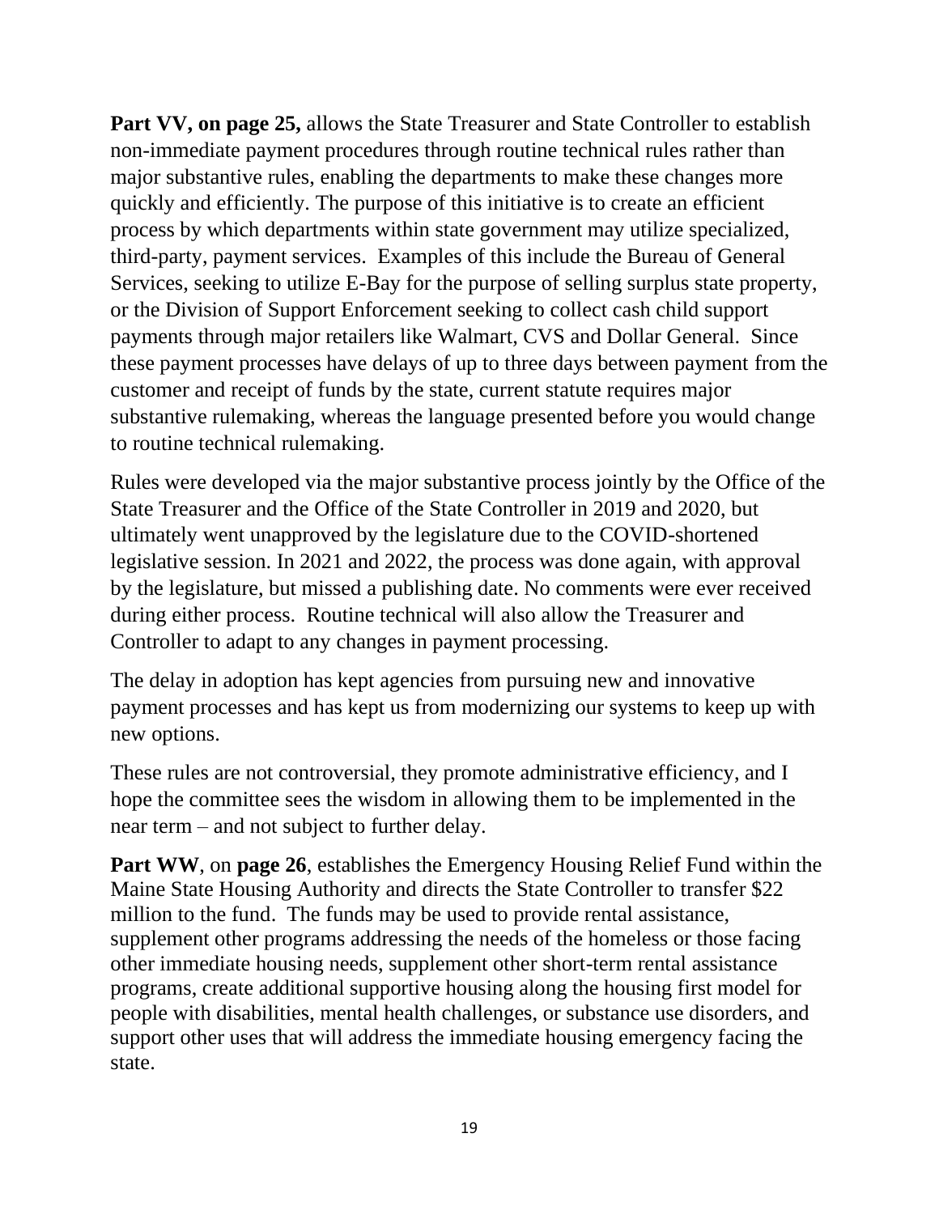**Part VV, on page 25,** allows the State Treasurer and State Controller to establish non-immediate payment procedures through routine technical rules rather than major substantive rules, enabling the departments to make these changes more quickly and efficiently. The purpose of this initiative is to create an efficient process by which departments within state government may utilize specialized, third-party, payment services. Examples of this include the Bureau of General Services, seeking to utilize E-Bay for the purpose of selling surplus state property, or the Division of Support Enforcement seeking to collect cash child support payments through major retailers like Walmart, CVS and Dollar General. Since these payment processes have delays of up to three days between payment from the customer and receipt of funds by the state, current statute requires major substantive rulemaking, whereas the language presented before you would change to routine technical rulemaking.

Rules were developed via the major substantive process jointly by the Office of the State Treasurer and the Office of the State Controller in 2019 and 2020, but ultimately went unapproved by the legislature due to the COVID-shortened legislative session. In 2021 and 2022, the process was done again, with approval by the legislature, but missed a publishing date. No comments were ever received during either process. Routine technical will also allow the Treasurer and Controller to adapt to any changes in payment processing.

The delay in adoption has kept agencies from pursuing new and innovative payment processes and has kept us from modernizing our systems to keep up with new options.

These rules are not controversial, they promote administrative efficiency, and I hope the committee sees the wisdom in allowing them to be implemented in the near term – and not subject to further delay.

**Part WW**, on **page 26**, establishes the Emergency Housing Relief Fund within the Maine State Housing Authority and directs the State Controller to transfer $22 million to the fund. The funds may be used to provide rental assistance, supplement other programs addressing the needs of the homeless or those facing other immediate housing needs, supplement other short-term rental assistance programs, create additional supportive housing along the housing first model for people with disabilities, mental health challenges, or substance use disorders, and support other uses that will address the immediate housing emergency facing the state.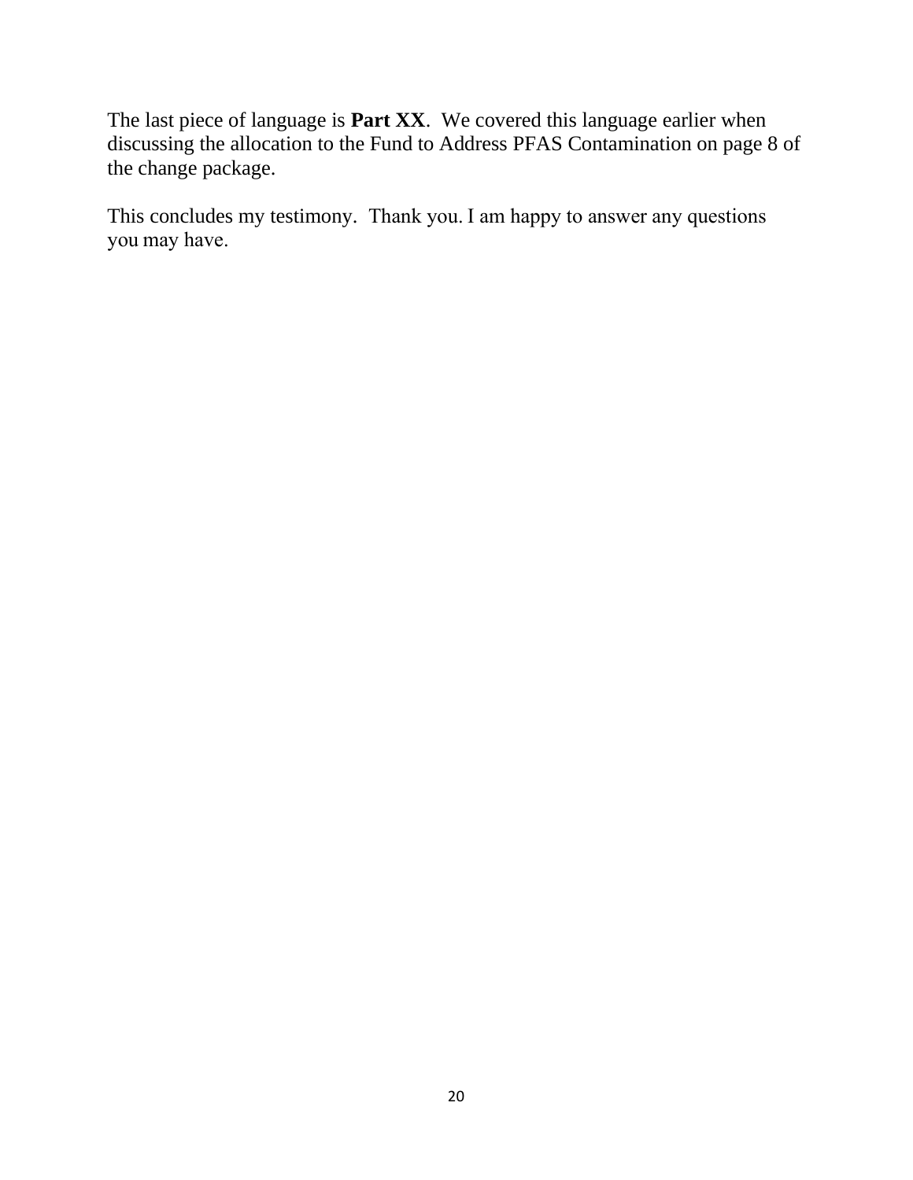The last piece of language is **Part XX**. We covered this language earlier when discussing the allocation to the Fund to Address PFAS Contamination on page 8 of the change package.

This concludes my testimony. Thank you. I am happy to answer any questions you may have.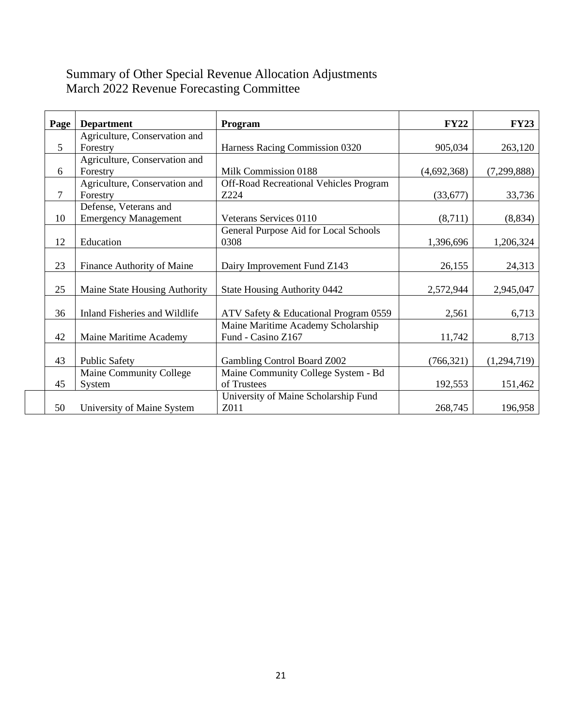# Summary of Other Special Revenue Allocation Adjustments
March 2022 Revenue Forecasting Committee

| Page | Department | Program | FY22 | FY23 |
|---|---|---|---|---|
| 5 | Agriculture, Conservation and Forestry | Harness Racing Commission 0320 | 905,034 | 263,120 |
| 6 | Agriculture, Conservation and Forestry | Milk Commission 0188 | (4,692,368) | (7,299,888) |
| 7 | Agriculture, Conservation and Forestry | Off-Road Recreational Vehicles Program Z224 | (33,677) | 33,736 |
| 10 | Defense, Veterans and Emergency Management | Veterans Services 0110 | (8,711) | (8,834) |
| 12 | Education | General Purpose Aid for Local Schools 0308 | 1,396,696 | 1,206,324 |
| 23 | Finance Authority of Maine | Dairy Improvement Fund Z143 | 26,155 | 24,313 |
| 25 | Maine State Housing Authority | State Housing Authority 0442 | 2,572,944 | 2,945,047 |
| 36 | Inland Fisheries and Wildlife | ATV Safety & Educational Program 0559 | 2,561 | 6,713 |
| 42 | Maine Maritime Academy | Maine Maritime Academy Scholarship Fund - Casino Z167 | 11,742 | 8,713 |
| 43 | Public Safety | Gambling Control Board Z002 | (766,321) | (1,294,719) |
| 45 | Maine Community College System | Maine Community College System - Bd of Trustees | 192,553 | 151,462 |
| 50 | University of Maine System | University of Maine Scholarship Fund Z011 | 268,745 | 196,958 |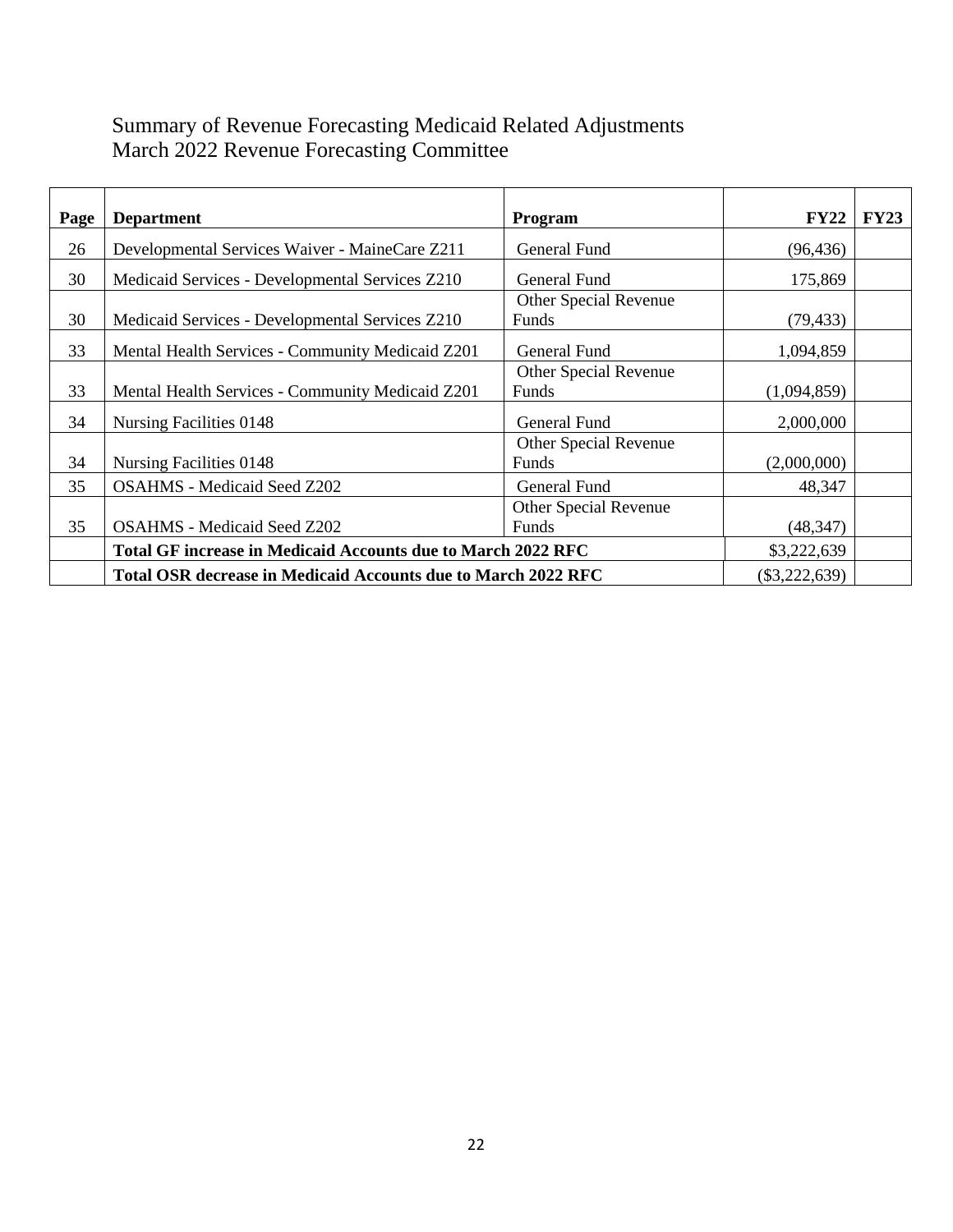# Summary of Revenue Forecasting Medicaid Related Adjustments
## March 2022 Revenue Forecasting Committee

| Page | Department | Program | FY22 | FY23 |
|---|---|---|---|---|
| 26 | Developmental Services Waiver - MaineCare Z211 | General Fund | (96,436) | |
| 30 | Medicaid Services - Developmental Services Z210 | General Fund | 175,869 | |
| 30 | Medicaid Services - Developmental Services Z210 | Other Special Revenue Funds | (79,433) | |
| 33 | Mental Health Services - Community Medicaid Z201 | General Fund | 1,094,859 | |
| 33 | Mental Health Services - Community Medicaid Z201 | Other Special Revenue Funds | (1,094,859) | |
| 34 | Nursing Facilities 0148 | General Fund | 2,000,000 | |
| 34 | Nursing Facilities 0148 | Other Special Revenue Funds | (2,000,000) | |
| 35 | OSAHMS - Medicaid Seed Z202 | General Fund | 48,347 | |
| 35 | OSAHMS - Medicaid Seed Z202 | Other Special Revenue Funds | (48,347) | |
| | **Total GF increase in Medicaid Accounts due to March 2022 RFC** | | $3,222,639 | |
| | **Total OSR decrease in Medicaid Accounts due to March 2022 RFC** | | ($3,222,639) | |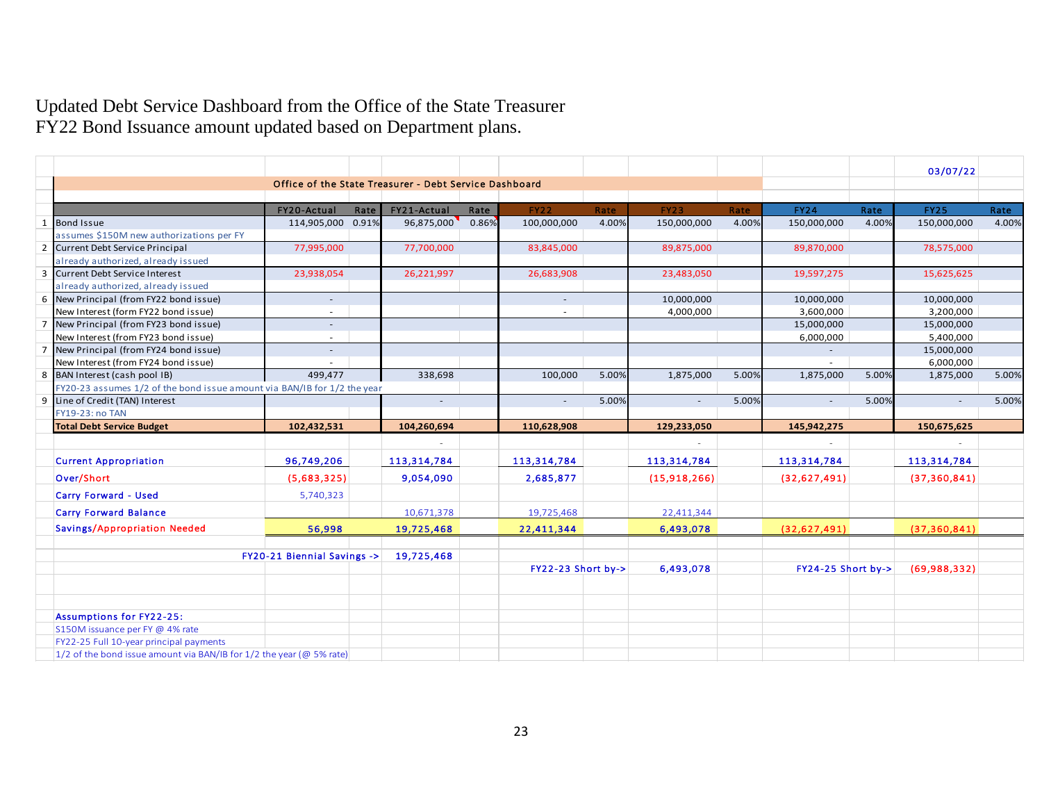Updated Debt Service Dashboard from the Office of the State Treasurer
FY22 Bond Issuance amount updated based on Department plans.

03/07/22

Office of the State Treasurer - Debt Service Dashboard

| | | FY20-Actual | Rate | FY21-Actual | Rate | FY22 | Rate | FY23 | Rate | FY24 | Rate | FY25 | Rate |
|---|---|---|---|---|---|---|---|---|---|---|---|---|---|
| 1 | Bond Issue | 114,905,000 | 0.91% | 96,875,000 | 0.86% | 100,000,000 | 4.00% | 150,000,000 | 4.00% | 150,000,000 | 4.00% | 150,000,000 | 4.00% |
| | assumes $150M new authorizations per FY | | | | | | | | | | | | |
| 2 | Current Debt Service Principal | 77,995,000 | | 77,700,000 | | 83,845,000 | | 89,875,000 | | 89,870,000 | | 78,575,000 | |
| | already authorized, already issued | | | | | | | | | | | | |
| 3 | Current Debt Service Interest | 23,938,054 | | 26,221,997 | | 26,683,908 | | 23,483,050 | | 19,597,275 | | 15,625,625 | |
| | already authorized, already issued | | | | | | | | | | | | |
| 6 | New Principal (from FY22 bond issue) | - | | | | - | | 10,000,000 | | 10,000,000 | | 10,000,000 | |
| | New Interest (form FY22 bond issue) | - | | | | - | | 4,000,000 | | 3,600,000 | | 3,200,000 | |
| 7 | New Principal (from FY23 bond issue) | - | | | | | | | | 15,000,000 | | 15,000,000 | |
| | New Interest (from FY23 bond issue) | - | | | | | | | | 6,000,000 | | 5,400,000 | |
| 7 | New Principal (from FY24 bond issue) | - | | | | | | | | - | | 15,000,000 | |
| | New Interest (from FY24 bond issue) | - | | | | | | | | - | | 6,000,000 | |
| 8 | BAN Interest (cash pool IB) | 499,477 | | 338,698 | | 100,000 | 5.00% | 1,875,000 | 5.00% | 1,875,000 | 5.00% | 1,875,000 | 5.00% |
| | FY20-23 assumes 1/2 of the bond issue amount via BAN/IB for 1/2 the year | | | | | | | | | | | | |
| 9 | Line of Credit (TAN) Interest | | | - | | - | 5.00% | - | 5.00% | - | 5.00% | - | 5.00% |
| | FY19-23: no TAN | | | | | | | | | | | | |
| | **Total Debt Service Budget** | **102,432,531** | | **104,260,694** | | **110,628,908** | | **129,233,050** | | **145,942,275** | | **150,675,625** | |
| | | | | - | | | | - | | - | | - | |
| | Current Appropriation | 96,749,206 | | 113,314,784 | | 113,314,784 | | 113,314,784 | | 113,314,784 | | 113,314,784 | |
| | Over/Short | (5,683,325) | | 9,054,090 | | 2,685,877 | | (15,918,266) | | (32,627,491) | | (37,360,841) | |
| | Carry Forward - Used | 5,740,323 | | | | | | | | | | | |
| | Carry Forward Balance | | | 10,671,378 | | 19,725,468 | | 22,411,344 | | | | | |
| | Savings/Appropriation Needed | 56,998 | | 19,725,468 | | 22,411,344 | | 6,493,078 | | (32,627,491) | | (37,360,841) | |
| | | | FY20-21 Biennial Savings -> | 19,725,468 | | | | | | | | | |
| | | | | | | | FY22-23 Short by-> | 6,493,078 | | | FY24-25 Short by-> | (69,988,332) | |

Assumptions for FY22-25:
S150M issuance per FY @ 4% rate
FY22-25 Full 10-year principal payments
1/2 of the bond issue amount via BAN/IB for 1/2 the year (@ 5% rate)